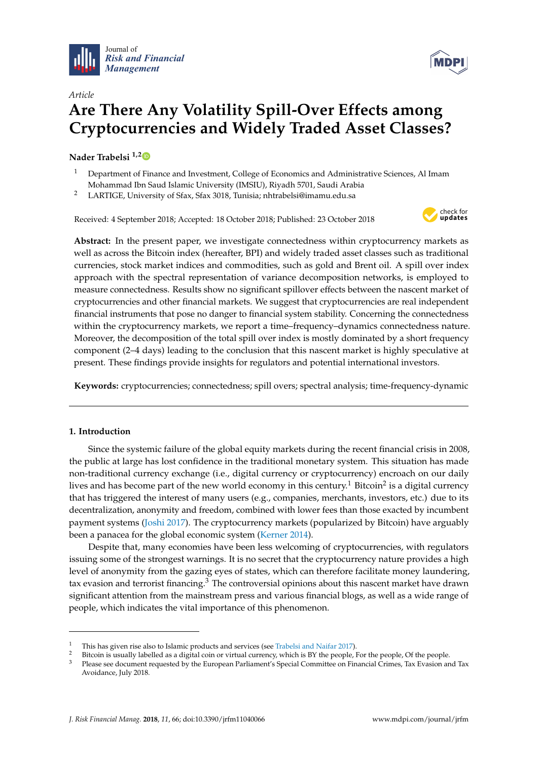*Article*

# Are There Any Volatility Spill-Over Effects among Cryptocurrencies and Widely Traded Asset Classes?

**Nader Trabelsi** [1,2]

[1] Department of Finance and Investment, College of Economics and Administrative Sciences, Al Imam Mohammad Ibn Saud Islamic University (IMSIU), Riyadh 5701, Saudi Arabia

[2] LARTIGE, University of Sfax, Sfax 3018, Tunisia; nhtrabelsi@imamu.edu.sa

Received: 4 September 2018; Accepted: 18 October 2018; Published: 23 October 2018

**Abstract:** In the present paper, we investigate connectedness within cryptocurrency markets as well as across the Bitcoin index (hereafter, BPI) and widely traded asset classes such as traditional currencies, stock market indices and commodities, such as gold and Brent oil. A spill over index approach with the spectral representation of variance decomposition networks, is employed to measure connectedness. Results show no significant spillover effects between the nascent market of cryptocurrencies and other financial markets. We suggest that cryptocurrencies are real independent financial instruments that pose no danger to financial system stability. Concerning the connectedness within the cryptocurrency markets, we report a time–frequency–dynamics connectedness nature. Moreover, the decomposition of the total spill over index is mostly dominated by a short frequency component (2–4 days) leading to the conclusion that this nascent market is highly speculative at present. These findings provide insights for regulators and potential international investors.

**Keywords:** cryptocurrencies; connectedness; spill overs; spectral analysis; time-frequency-dynamic

---

## 1. Introduction

Since the systemic failure of the global equity markets during the recent financial crisis in 2008, the public at large has lost confidence in the traditional monetary system. This situation has made non-traditional currency exchange (i.e., digital currency or cryptocurrency) encroach on our daily lives and has become part of the new world economy in this century.[1] Bitcoin[2] is a digital currency that has triggered the interest of many users (e.g., companies, merchants, investors, etc.) due to its decentralization, anonymity and freedom, combined with lower fees than those exacted by incumbent payment systems (Joshi 2017). The cryptocurrency markets (popularized by Bitcoin) have arguably been a panacea for the global economic system (Kerner 2014).

Despite that, many economies have been less welcoming of cryptocurrencies, with regulators issuing some of the strongest warnings. It is no secret that the cryptocurrency nature provides a high level of anonymity from the gazing eyes of states, which can therefore facilitate money laundering, tax evasion and terrorist financing.[3] The controversial opinions about this nascent market have drawn significant attention from the mainstream press and various financial blogs, as well as a wide range of people, which indicates the vital importance of this phenomenon.

---

[1] This has given rise also to Islamic products and services (see Trabelsi and Naifar 2017).

[2] Bitcoin is usually labelled as a digital coin or virtual currency, which is BY the people, For the people, Of the people.

[3] Please see document requested by the European Parliament's Special Committee on Financial Crimes, Tax Evasion and Tax Avoidance, July 2018.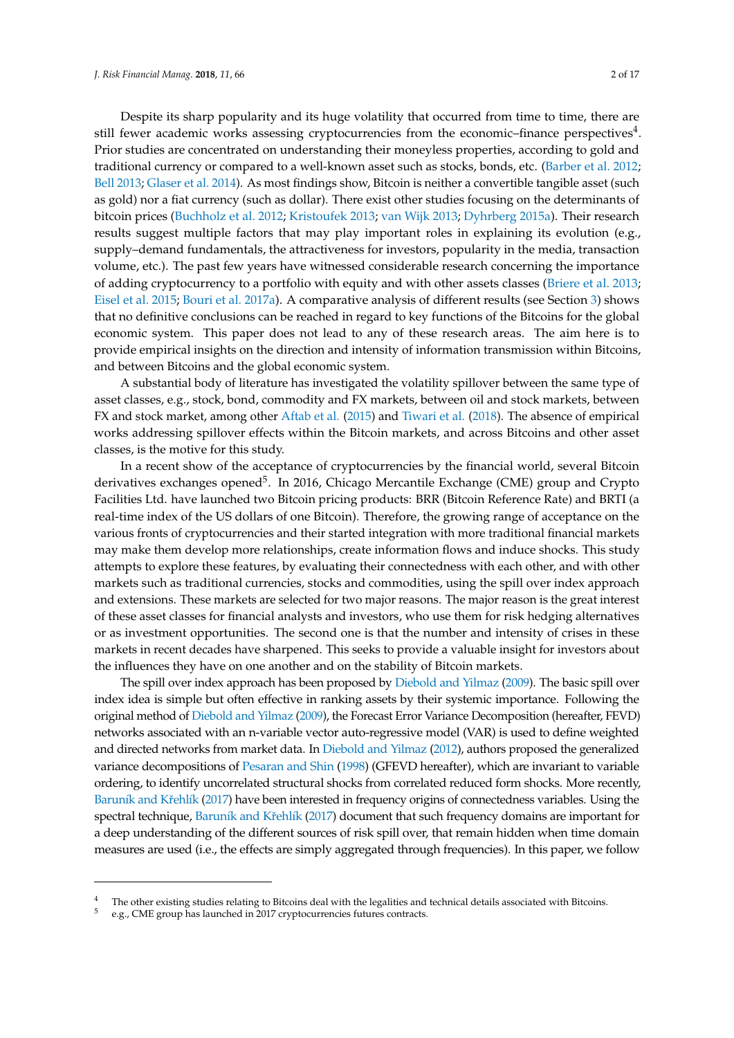Despite its sharp popularity and its huge volatility that occurred from time to time, there are still fewer academic works assessing cryptocurrencies from the economic–finance perspectives[4]. Prior studies are concentrated on understanding their moneyless properties, according to gold and traditional currency or compared to a well-known asset such as stocks, bonds, etc. (Barber et al. 2012; Bell 2013; Glaser et al. 2014). As most findings show, Bitcoin is neither a convertible tangible asset (such as gold) nor a fiat currency (such as dollar). There exist other studies focusing on the determinants of bitcoin prices (Buchholz et al. 2012; Kristoufek 2013; van Wijk 2013; Dyhrberg 2015a). Their research results suggest multiple factors that may play important roles in explaining its evolution (e.g., supply–demand fundamentals, the attractiveness for investors, popularity in the media, transaction volume, etc.). The past few years have witnessed considerable research concerning the importance of adding cryptocurrency to a portfolio with equity and with other assets classes (Briere et al. 2013; Eisel et al. 2015; Bouri et al. 2017a). A comparative analysis of different results (see Section 3) shows that no definitive conclusions can be reached in regard to key functions of the Bitcoins for the global economic system. This paper does not lead to any of these research areas. The aim here is to provide empirical insights on the direction and intensity of information transmission within Bitcoins, and between Bitcoins and the global economic system.

A substantial body of literature has investigated the volatility spillover between the same type of asset classes, e.g., stock, bond, commodity and FX markets, between oil and stock markets, between FX and stock market, among other Aftab et al. (2015) and Tiwari et al. (2018). The absence of empirical works addressing spillover effects within the Bitcoin markets, and across Bitcoins and other asset classes, is the motive for this study.

In a recent show of the acceptance of cryptocurrencies by the financial world, several Bitcoin derivatives exchanges opened[5]. In 2016, Chicago Mercantile Exchange (CME) group and Crypto Facilities Ltd. have launched two Bitcoin pricing products: BRR (Bitcoin Reference Rate) and BRTI (a real-time index of the US dollars of one Bitcoin). Therefore, the growing range of acceptance on the various fronts of cryptocurrencies and their started integration with more traditional financial markets may make them develop more relationships, create information flows and induce shocks. This study attempts to explore these features, by evaluating their connectedness with each other, and with other markets such as traditional currencies, stocks and commodities, using the spill over index approach and extensions. These markets are selected for two major reasons. The major reason is the great interest of these asset classes for financial analysts and investors, who use them for risk hedging alternatives or as investment opportunities. The second one is that the number and intensity of crises in these markets in recent decades have sharpened. This seeks to provide a valuable insight for investors about the influences they have on one another and on the stability of Bitcoin markets.

The spill over index approach has been proposed by Diebold and Yilmaz (2009). The basic spill over index idea is simple but often effective in ranking assets by their systemic importance. Following the original method of Diebold and Yilmaz (2009), the Forecast Error Variance Decomposition (hereafter, FEVD) networks associated with an n-variable vector auto-regressive model (VAR) is used to define weighted and directed networks from market data. In Diebold and Yilmaz (2012), authors proposed the generalized variance decompositions of Pesaran and Shin (1998) (GFEVD hereafter), which are invariant to variable ordering, to identify uncorrelated structural shocks from correlated reduced form shocks. More recently, Baruník and Křehlík (2017) have been interested in frequency origins of connectedness variables. Using the spectral technique, Baruník and Křehlík (2017) document that such frequency domains are important for a deep understanding of the different sources of risk spill over, that remain hidden when time domain measures are used (i.e., the effects are simply aggregated through frequencies). In this paper, we follow

---

[4] The other existing studies relating to Bitcoins deal with the legalities and technical details associated with Bitcoins.

[5] e.g., CME group has launched in 2017 cryptocurrencies futures contracts.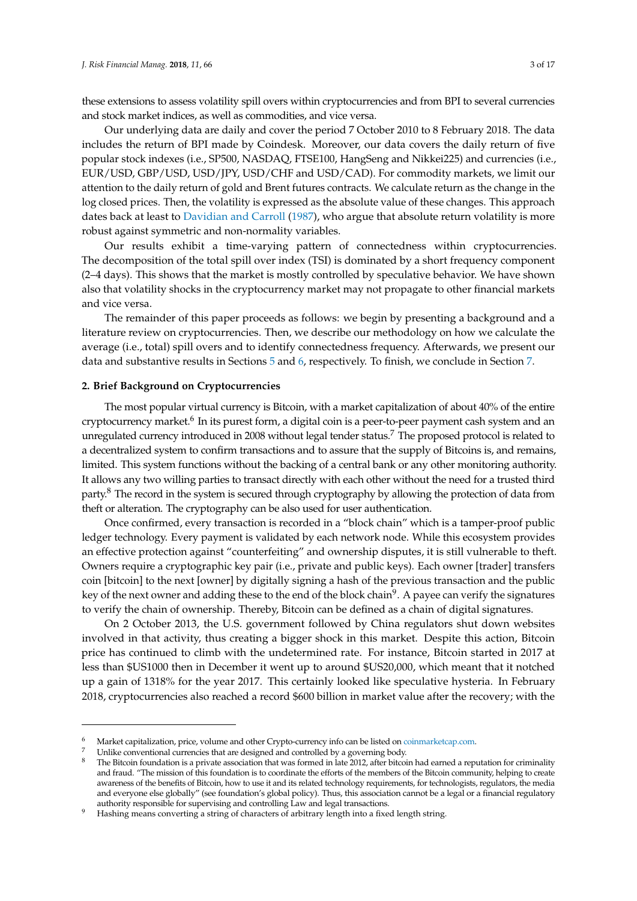these extensions to assess volatility spill overs within cryptocurrencies and from BPI to several currencies and stock market indices, as well as commodities, and vice versa.

Our underlying data are daily and cover the period 7 October 2010 to 8 February 2018. The data includes the return of BPI made by Coindesk. Moreover, our data covers the daily return of five popular stock indexes (i.e., SP500, NASDAQ, FTSE100, HangSeng and Nikkei225) and currencies (i.e., EUR/USD, GBP/USD, USD/JPY, USD/CHF and USD/CAD). For commodity markets, we limit our attention to the daily return of gold and Brent futures contracts. We calculate return as the change in the log closed prices. Then, the volatility is expressed as the absolute value of these changes. This approach dates back at least to Davidian and Carroll (1987), who argue that absolute return volatility is more robust against symmetric and non-normality variables.

Our results exhibit a time-varying pattern of connectedness within cryptocurrencies. The decomposition of the total spill over index (TSI) is dominated by a short frequency component (2–4 days). This shows that the market is mostly controlled by speculative behavior. We have shown also that volatility shocks in the cryptocurrency market may not propagate to other financial markets and vice versa.

The remainder of this paper proceeds as follows: we begin by presenting a background and a literature review on cryptocurrencies. Then, we describe our methodology on how we calculate the average (i.e., total) spill overs and to identify connectedness frequency. Afterwards, we present our data and substantive results in Sections 5 and 6, respectively. To finish, we conclude in Section 7.

## 2. Brief Background on Cryptocurrencies

The most popular virtual currency is Bitcoin, with a market capitalization of about 40% of the entire cryptocurrency market.[6] In its purest form, a digital coin is a peer-to-peer payment cash system and an unregulated currency introduced in 2008 without legal tender status.[7] The proposed protocol is related to a decentralized system to confirm transactions and to assure that the supply of Bitcoins is, and remains, limited. This system functions without the backing of a central bank or any other monitoring authority. It allows any two willing parties to transact directly with each other without the need for a trusted third party.[8] The record in the system is secured through cryptography by allowing the protection of data from theft or alteration. The cryptography can be also used for user authentication.

Once confirmed, every transaction is recorded in a "block chain" which is a tamper-proof public ledger technology. Every payment is validated by each network node. While this ecosystem provides an effective protection against "counterfeiting" and ownership disputes, it is still vulnerable to theft. Owners require a cryptographic key pair (i.e., private and public keys). Each owner [trader] transfers coin [bitcoin] to the next [owner] by digitally signing a hash of the previous transaction and the public key of the next owner and adding these to the end of the block chain[9]. A payee can verify the signatures to verify the chain of ownership. Thereby, Bitcoin can be defined as a chain of digital signatures.

On 2 October 2013, the U.S. government followed by China regulators shut down websites involved in that activity, thus creating a bigger shock in this market. Despite this action, Bitcoin price has continued to climb with the undetermined rate. For instance, Bitcoin started in 2017 at less than $US1000 then in December it went up to around $US20,000, which meant that it notched up a gain of 1318% for the year 2017. This certainly looked like speculative hysteria. In February 2018, cryptocurrencies also reached a record $600 billion in market value after the recovery; with the

---

[6] Market capitalization, price, volume and other Crypto-currency info can be listed on coinmarketcap.com.

[7] Unlike conventional currencies that are designed and controlled by a governing body.

[8] The Bitcoin foundation is a private association that was formed in late 2012, after bitcoin had earned a reputation for criminality and fraud. "The mission of this foundation is to coordinate the efforts of the members of the Bitcoin community, helping to create awareness of the benefits of Bitcoin, how to use it and its related technology requirements, for technologists, regulators, the media and everyone else globally" (see foundation's global policy). Thus, this association cannot be a legal or a financial regulatory authority responsible for supervising and controlling Law and legal transactions.

[9] Hashing means converting a string of characters of arbitrary length into a fixed length string.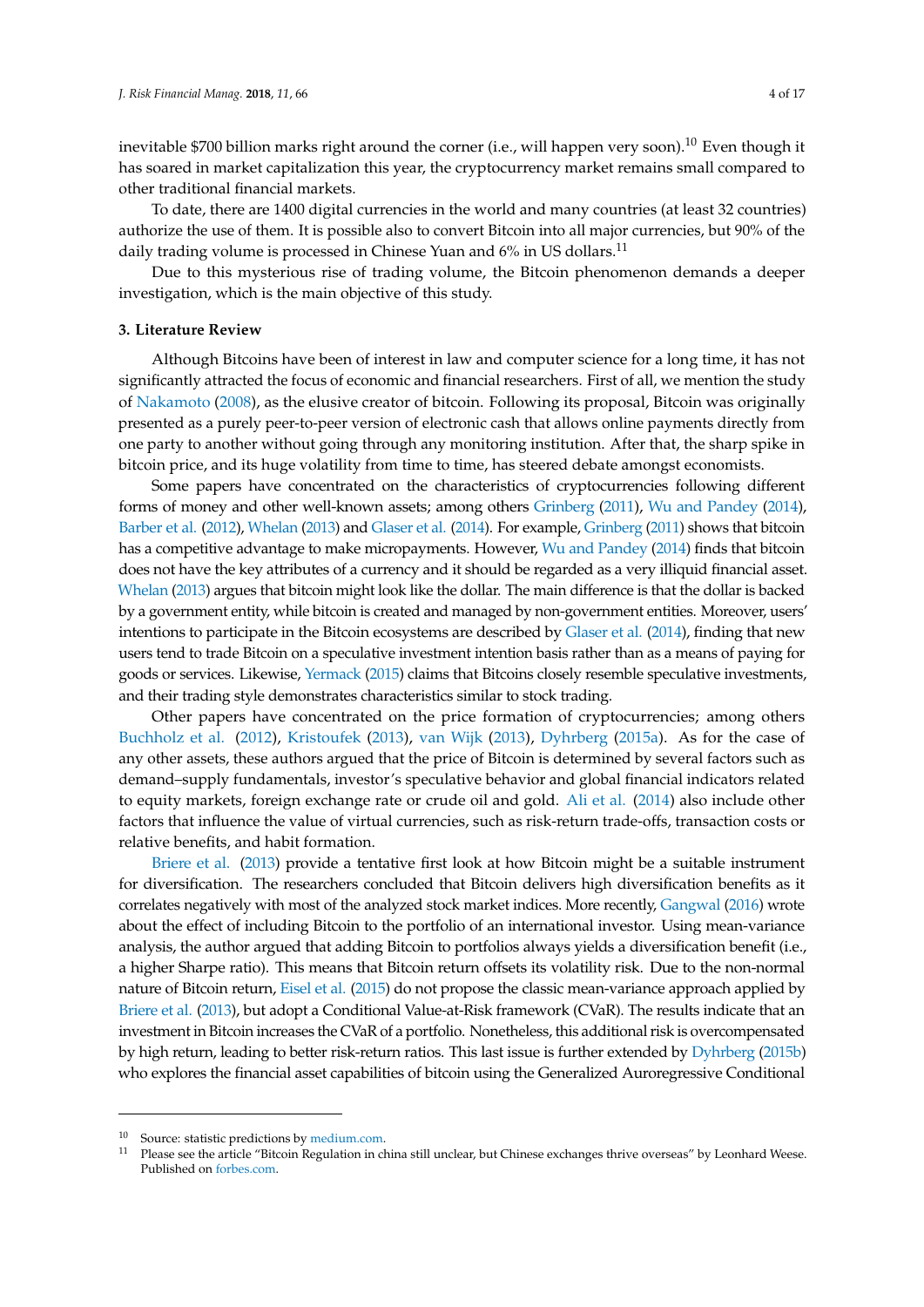inevitable $700 billion marks right around the corner (i.e., will happen very soon).[10] Even though it has soared in market capitalization this year, the cryptocurrency market remains small compared to other traditional financial markets.

To date, there are 1400 digital currencies in the world and many countries (at least 32 countries) authorize the use of them. It is possible also to convert Bitcoin into all major currencies, but 90% of the daily trading volume is processed in Chinese Yuan and 6% in US dollars.[11]

Due to this mysterious rise of trading volume, the Bitcoin phenomenon demands a deeper investigation, which is the main objective of this study.

## 3. Literature Review

Although Bitcoins have been of interest in law and computer science for a long time, it has not significantly attracted the focus of economic and financial researchers. First of all, we mention the study of Nakamoto (2008), as the elusive creator of bitcoin. Following its proposal, Bitcoin was originally presented as a purely peer-to-peer version of electronic cash that allows online payments directly from one party to another without going through any monitoring institution. After that, the sharp spike in bitcoin price, and its huge volatility from time to time, has steered debate amongst economists.

Some papers have concentrated on the characteristics of cryptocurrencies following different forms of money and other well-known assets; among others Grinberg (2011), Wu and Pandey (2014), Barber et al. (2012), Whelan (2013) and Glaser et al. (2014). For example, Grinberg (2011) shows that bitcoin has a competitive advantage to make micropayments. However, Wu and Pandey (2014) finds that bitcoin does not have the key attributes of a currency and it should be regarded as a very illiquid financial asset. Whelan (2013) argues that bitcoin might look like the dollar. The main difference is that the dollar is backed by a government entity, while bitcoin is created and managed by non-government entities. Moreover, users' intentions to participate in the Bitcoin ecosystems are described by Glaser et al. (2014), finding that new users tend to trade Bitcoin on a speculative investment intention basis rather than as a means of paying for goods or services. Likewise, Yermack (2015) claims that Bitcoins closely resemble speculative investments, and their trading style demonstrates characteristics similar to stock trading.

Other papers have concentrated on the price formation of cryptocurrencies; among others Buchholz et al. (2012), Kristoufek (2013), van Wijk (2013), Dyhrberg (2015a). As for the case of any other assets, these authors argued that the price of Bitcoin is determined by several factors such as demand–supply fundamentals, investor's speculative behavior and global financial indicators related to equity markets, foreign exchange rate or crude oil and gold. Ali et al. (2014) also include other factors that influence the value of virtual currencies, such as risk-return trade-offs, transaction costs or relative benefits, and habit formation.

Briere et al. (2013) provide a tentative first look at how Bitcoin might be a suitable instrument for diversification. The researchers concluded that Bitcoin delivers high diversification benefits as it correlates negatively with most of the analyzed stock market indices. More recently, Gangwal (2016) wrote about the effect of including Bitcoin to the portfolio of an international investor. Using mean-variance analysis, the author argued that adding Bitcoin to portfolios always yields a diversification benefit (i.e., a higher Sharpe ratio). This means that Bitcoin return offsets its volatility risk. Due to the non-normal nature of Bitcoin return, Eisel et al. (2015) do not propose the classic mean-variance approach applied by Briere et al. (2013), but adopt a Conditional Value-at-Risk framework (CVaR). The results indicate that an investment in Bitcoin increases the CVaR of a portfolio. Nonetheless, this additional risk is overcompensated by high return, leading to better risk-return ratios. This last issue is further extended by Dyhrberg (2015b) who explores the financial asset capabilities of bitcoin using the Generalized Auroregressive Conditional

[10] Source: statistic predictions by medium.com.

[11] Please see the article "Bitcoin Regulation in china still unclear, but Chinese exchanges thrive overseas" by Leonhard Weese. Published on forbes.com.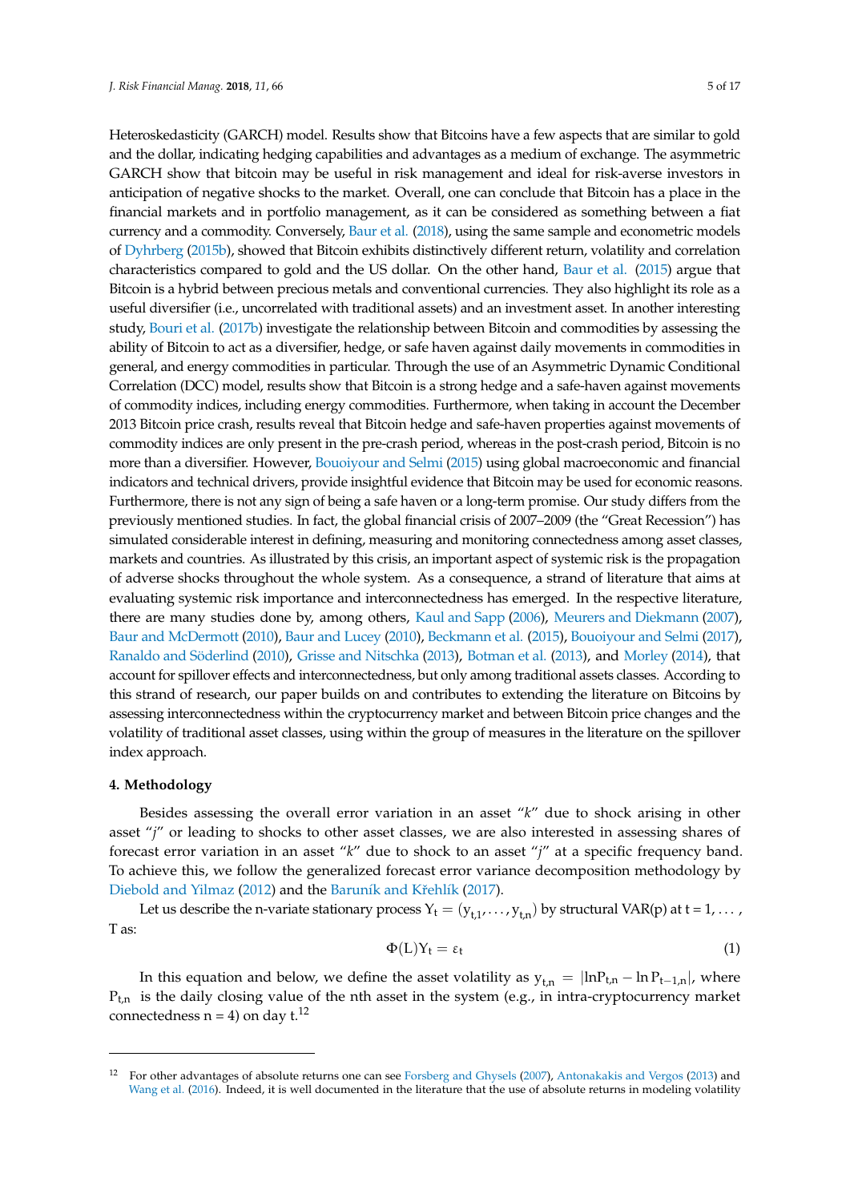Heteroskedasticity (GARCH) model. Results show that Bitcoins have a few aspects that are similar to gold and the dollar, indicating hedging capabilities and advantages as a medium of exchange. The asymmetric GARCH show that bitcoin may be useful in risk management and ideal for risk-averse investors in anticipation of negative shocks to the market. Overall, one can conclude that Bitcoin has a place in the financial markets and in portfolio management, as it can be considered as something between a fiat currency and a commodity. Conversely, Baur et al. (2018), using the same sample and econometric models of Dyhrberg (2015b), showed that Bitcoin exhibits distinctively different return, volatility and correlation characteristics compared to gold and the US dollar. On the other hand, Baur et al. (2015) argue that Bitcoin is a hybrid between precious metals and conventional currencies. They also highlight its role as a useful diversifier (i.e., uncorrelated with traditional assets) and an investment asset. In another interesting study, Bouri et al. (2017b) investigate the relationship between Bitcoin and commodities by assessing the ability of Bitcoin to act as a diversifier, hedge, or safe haven against daily movements in commodities in general, and energy commodities in particular. Through the use of an Asymmetric Dynamic Conditional Correlation (DCC) model, results show that Bitcoin is a strong hedge and a safe-haven against movements of commodity indices, including energy commodities. Furthermore, when taking in account the December 2013 Bitcoin price crash, results reveal that Bitcoin hedge and safe-haven properties against movements of commodity indices are only present in the pre-crash period, whereas in the post-crash period, Bitcoin is no more than a diversifier. However, Bouoiyour and Selmi (2015) using global macroeconomic and financial indicators and technical drivers, provide insightful evidence that Bitcoin may be used for economic reasons. Furthermore, there is not any sign of being a safe haven or a long-term promise. Our study differs from the previously mentioned studies. In fact, the global financial crisis of 2007–2009 (the "Great Recession") has simulated considerable interest in defining, measuring and monitoring connectedness among asset classes, markets and countries. As illustrated by this crisis, an important aspect of systemic risk is the propagation of adverse shocks throughout the whole system. As a consequence, a strand of literature that aims at evaluating systemic risk importance and interconnectedness has emerged. In the respective literature, there are many studies done by, among others, Kaul and Sapp (2006), Meurers and Diekmann (2007), Baur and McDermott (2010), Baur and Lucey (2010), Beckmann et al. (2015), Bouoiyour and Selmi (2017), Ranaldo and Söderlind (2010), Grisse and Nitschka (2013), Botman et al. (2013), and Morley (2014), that account for spillover effects and interconnectedness, but only among traditional assets classes. According to this strand of research, our paper builds on and contributes to extending the literature on Bitcoins by assessing interconnectedness within the cryptocurrency market and between Bitcoin price changes and the volatility of traditional asset classes, using within the group of measures in the literature on the spillover index approach.

## 4. Methodology

Besides assessing the overall error variation in an asset "*k*" due to shock arising in other asset "*j*" or leading to shocks to other asset classes, we are also interested in assessing shares of forecast error variation in an asset "*k*" due to shock to an asset "*j*" at a specific frequency band. To achieve this, we follow the generalized forecast error variance decomposition methodology by Diebold and Yilmaz (2012) and the Baruník and Křehlík (2017).

Let us describe the n-variate stationary process $Y_t = (y_{t,1}, \ldots, y_{t,n})$ by structural VAR(p) at t = 1, . . . , T as:

$$\Phi(L)Y_t = \varepsilon_t \tag{1}$$

In this equation and below, we define the asset volatility as $y_{t,n} = |\ln P_{t,n} - \ln P_{t-1,n}|$, where $P_{t,n}$ is the daily closing value of the nth asset in the system (e.g., in intra-cryptocurrency market connectedness n = 4) on day t.[12]

---

[12] For other advantages of absolute returns one can see Forsberg and Ghysels (2007), Antonakakis and Vergos (2013) and Wang et al. (2016). Indeed, it is well documented in the literature that the use of absolute returns in modeling volatility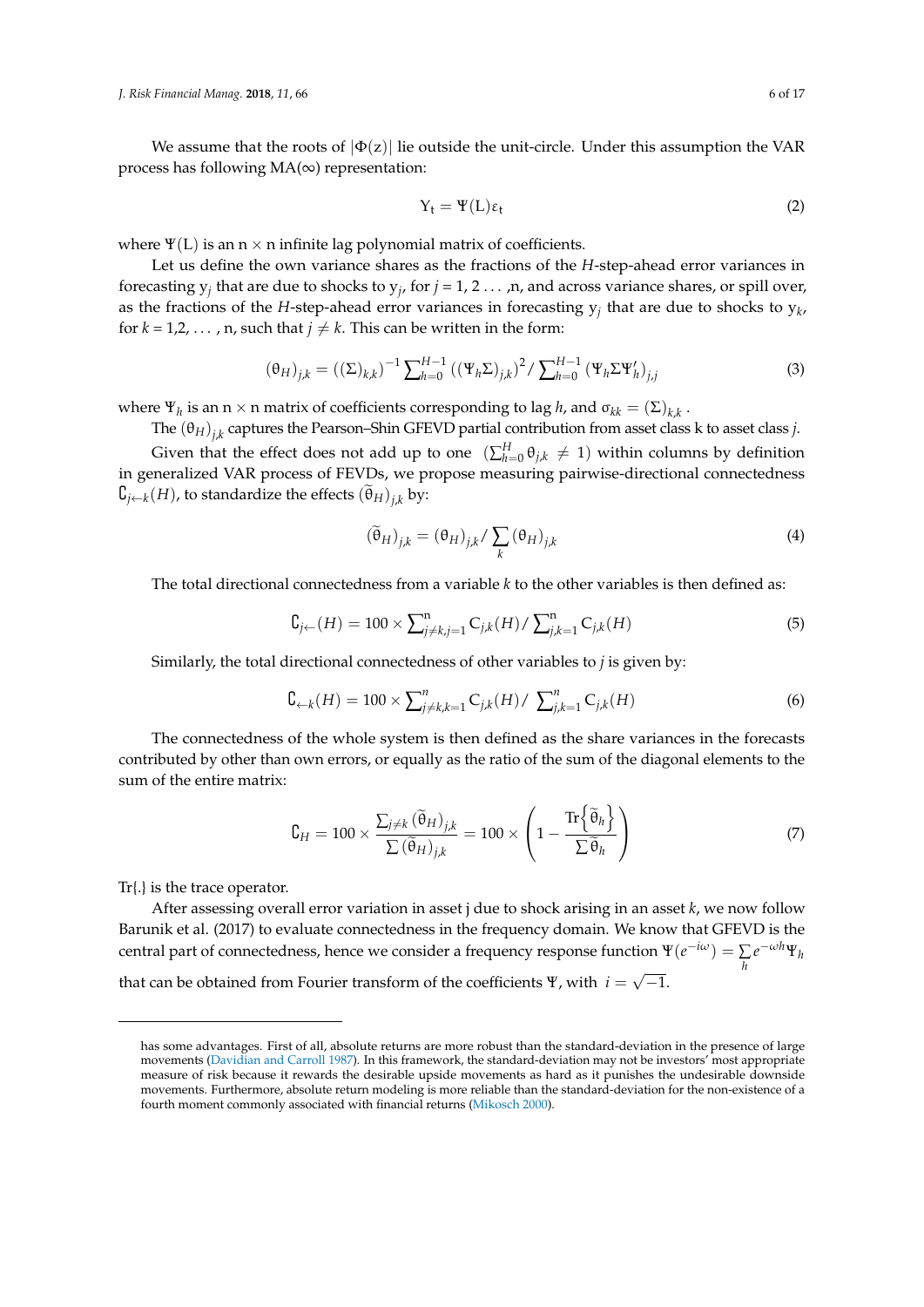We assume that the roots of $|\Phi(z)|$ lie outside the unit-circle. Under this assumption the VAR process has following MA($\infty$) representation:

$$\mathrm{Y_t} = \Psi(\mathrm{L})\varepsilon_\mathrm{t} \tag{2}$$

where $\Psi(\mathrm{L})$ is an $\mathrm{n} \times \mathrm{n}$ infinite lag polynomial matrix of coefficients.

Let us define the own variance shares as the fractions of the $H$-step-ahead error variances in forecasting $\mathrm{y}_j$ that are due to shocks to $\mathrm{y}_j$, for $j$ = 1, 2 ... ,n, and across variance shares, or spill over, as the fractions of the $H$-step-ahead error variances in forecasting $\mathrm{y}_j$ that are due to shocks to $\mathrm{y}_k$, for $k$ = 1,2, ... , n, such that $j \neq k$. This can be written in the form:

$$(\theta_H)_{j,k} = ((\Sigma)_{k,k})^{-1} \sum_{h=0}^{H-1} ((\Psi_h \Sigma)_{j,k})^2 / \sum_{h=0}^{H-1} (\Psi_h \Sigma \Psi_h')_{j,j} \tag{3}$$

where $\Psi_h$ is an $\mathrm{n} \times \mathrm{n}$ matrix of coefficients corresponding to lag $h$, and $\sigma_{kk} = (\Sigma)_{k,k}$ .

The $(\theta_H)_{j,k}$ captures the Pearson–Shin GFEVD partial contribution from asset class k to asset class $j$.

Given that the effect does not add up to one $\left(\sum_{h=0}^{H} \theta_{j,k} \neq 1\right)$ within columns by definition in generalized VAR process of FEVDs, we propose measuring pairwise-directional connectedness $\mathrm{C}_{j \leftarrow k}(H)$, to standardize the effects $(\widetilde{\theta}_H)_{j,k}$ by:

$$(\widetilde{\theta}_H)_{j,k} = (\theta_H)_{j,k} / \sum_k (\theta_H)_{j,k} \tag{4}$$

The total directional connectedness from a variable $k$ to the other variables is then defined as:

$$\mathrm{C}_{j \leftarrow}(H) = 100 \times \sum_{j \neq k, j=1}^{\mathrm{n}} \mathrm{C}_{j,k}(H) / \sum_{j,k=1}^{\mathrm{n}} \mathrm{C}_{j,k}(H) \tag{5}$$

Similarly, the total directional connectedness of other variables to $j$ is given by:

$$\mathrm{C}_{\leftarrow k}(H) = 100 \times \sum_{j \neq k, k=1}^{n} \mathrm{C}_{j,k}(H) / \sum_{j,k=1}^{n} \mathrm{C}_{j,k}(H) \tag{6}$$

The connectedness of the whole system is then defined as the share variances in the forecasts contributed by other than own errors, or equally as the ratio of the sum of the diagonal elements to the sum of the entire matrix:

$$\mathrm{C}_H = 100 \times \frac{\sum_{j \neq k} (\widetilde{\theta}_H)_{j,k}}{\sum (\widetilde{\theta}_H)_{j,k}} = 100 \times \left(1 - \frac{\mathrm{Tr}\left\{\widetilde{\theta}_h\right\}}{\sum \widetilde{\theta}_h}\right) \tag{7}$$

Tr{.} is the trace operator.

After assessing overall error variation in asset j due to shock arising in an asset $k$, we now follow Barunik et al. (2017) to evaluate connectedness in the frequency domain. We know that GFEVD is the central part of connectedness, hence we consider a frequency response function $\Psi(e^{-i\omega}) = \sum_h e^{-\omega h} \Psi_h$ that can be obtained from Fourier transform of the coefficients $\Psi$, with $i = \sqrt{-1}$.

---

has some advantages. First of all, absolute returns are more robust than the standard-deviation in the presence of large movements (Davidian and Carroll 1987). In this framework, the standard-deviation may not be investors' most appropriate measure of risk because it rewards the desirable upside movements as hard as it punishes the undesirable downside movements. Furthermore, absolute return modeling is more reliable than the standard-deviation for the non-existence of a fourth moment commonly associated with financial returns (Mikosch 2000).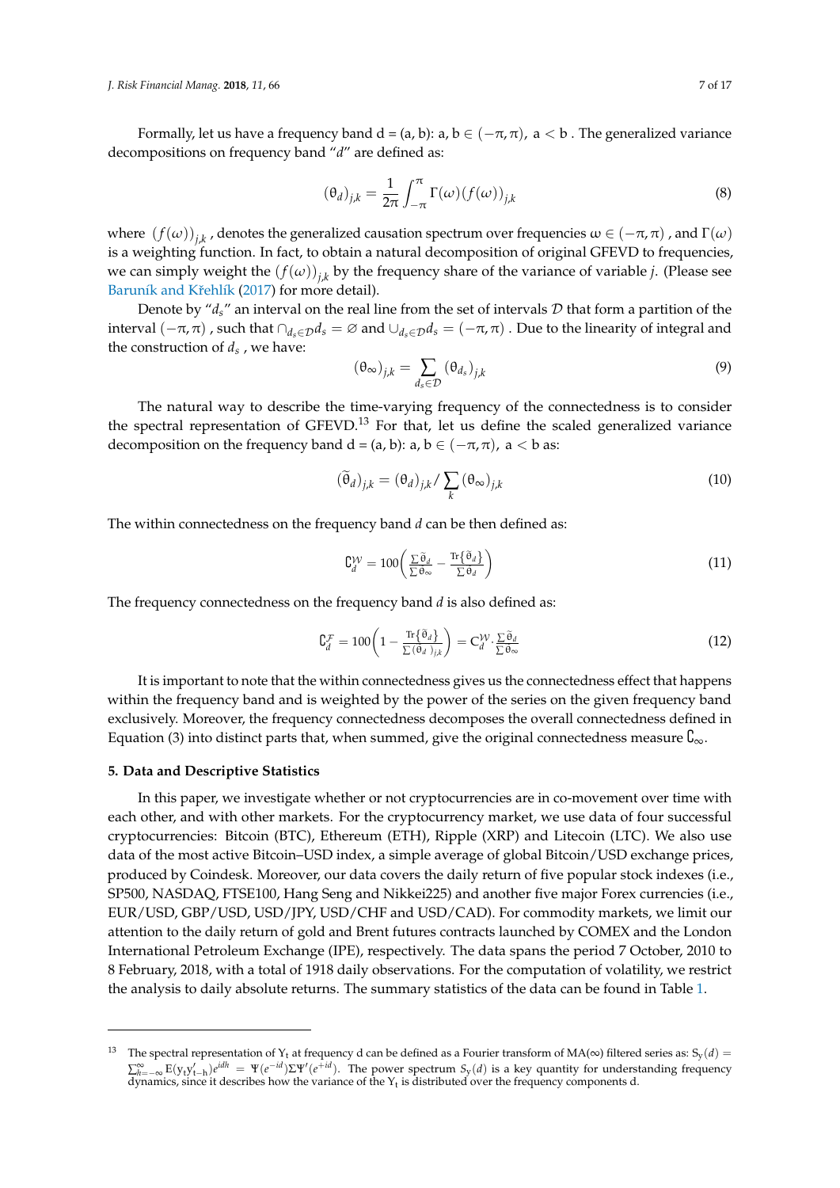Formally, let us have a frequency band d = (a, b): a, b $\in (-\pi, \pi)$, $a < b$. The generalized variance decompositions on frequency band "$d$" are defined as:

$$(\theta_d)_{j,k} = \frac{1}{2\pi} \int_{-\pi}^{\pi} \Gamma(\omega)(f(\omega))_{j,k} \tag{8}$$

where $(f(\omega))_{j,k}$, denotes the generalized causation spectrum over frequencies $\omega \in (-\pi, \pi)$, and $\Gamma(\omega)$ is a weighting function. In fact, to obtain a natural decomposition of original GFEVD to frequencies, we can simply weight the $(f(\omega))_{j,k}$ by the frequency share of the variance of variable $j$. (Please see Baruník and Křehlík (2017) for more detail).

Denote by "$d_s$" an interval on the real line from the set of intervals $\mathcal{D}$ that form a partition of the interval $(-\pi, \pi)$, such that $\cap_{d_s \in \mathcal{D}} d_s = \varnothing$ and $\cup_{d_s \in \mathcal{D}} d_s = (-\pi, \pi)$. Due to the linearity of integral and the construction of $d_s$, we have:

$$(\theta_\infty)_{j,k} = \sum_{d_s \in \mathcal{D}} (\theta_{d_s})_{j,k} \tag{9}$$

The natural way to describe the time-varying frequency of the connectedness is to consider the spectral representation of GFEVD.[13] For that, let us define the scaled generalized variance decomposition on the frequency band d = (a, b): a, b $\in (-\pi, \pi)$, $a < b$ as:

$$(\widetilde{\theta}_d)_{j,k} = (\theta_d)_{j,k} / \sum_k (\theta_\infty)_{j,k} \tag{10}$$

The within connectedness on the frequency band $d$ can be then defined as:

$$\mathbb{C}_d^{\mathcal{W}} = 100\left( \frac{\sum \widetilde{\theta}_d}{\sum \theta_\infty} - \frac{\mathrm{Tr}\{\widetilde{\theta}_d\}}{\sum \theta_d} \right) \tag{11}$$

The frequency connectedness on the frequency band $d$ is also defined as:

$$\mathbb{C}_d^{\mathcal{F}} = 100\left( 1 - \frac{\mathrm{Tr}\{\widetilde{\theta}_d\}}{\sum (\theta_d)_{j,k}} \right) = \mathbb{C}_d^{\mathcal{W}} \cdot \frac{\sum \widetilde{\theta}_d}{\sum \theta_\infty} \tag{12}$$

It is important to note that the within connectedness gives us the connectedness effect that happens within the frequency band and is weighted by the power of the series on the given frequency band exclusively. Moreover, the frequency connectedness decomposes the overall connectedness defined in Equation (3) into distinct parts that, when summed, give the original connectedness measure $\mathbb{C}_\infty$.

### 5. Data and Descriptive Statistics

In this paper, we investigate whether or not cryptocurrencies are in co-movement over time with each other, and with other markets. For the cryptocurrency market, we use data of four successful cryptocurrencies: Bitcoin (BTC), Ethereum (ETH), Ripple (XRP) and Litecoin (LTC). We also use data of the most active Bitcoin–USD index, a simple average of global Bitcoin/USD exchange prices, produced by Coindesk. Moreover, our data covers the daily return of five popular stock indexes (i.e., SP500, NASDAQ, FTSE100, Hang Seng and Nikkei225) and another five major Forex currencies (i.e., EUR/USD, GBP/USD, USD/JPY, USD/CHF and USD/CAD). For commodity markets, we limit our attention to the daily return of gold and Brent futures contracts launched by COMEX and the London International Petroleum Exchange (IPE), respectively. The data spans the period 7 October, 2010 to 8 February, 2018, with a total of 1918 daily observations. For the computation of volatility, we restrict the analysis to daily absolute returns. The summary statistics of the data can be found in Table 1.

---

[13] The spectral representation of $Y_t$ at frequency d can be defined as a Fourier transform of MA($\infty$) filtered series as: $S_y(d) = \sum_{h=-\infty}^{\infty} E(y_t y'_{t-h}) e^{idh} = \Psi(e^{-id}) \Sigma \Psi'(e^{+id})$. The power spectrum $S_y(d)$ is a key quantity for understanding frequency dynamics, since it describes how the variance of the $Y_t$ is distributed over the frequency components d.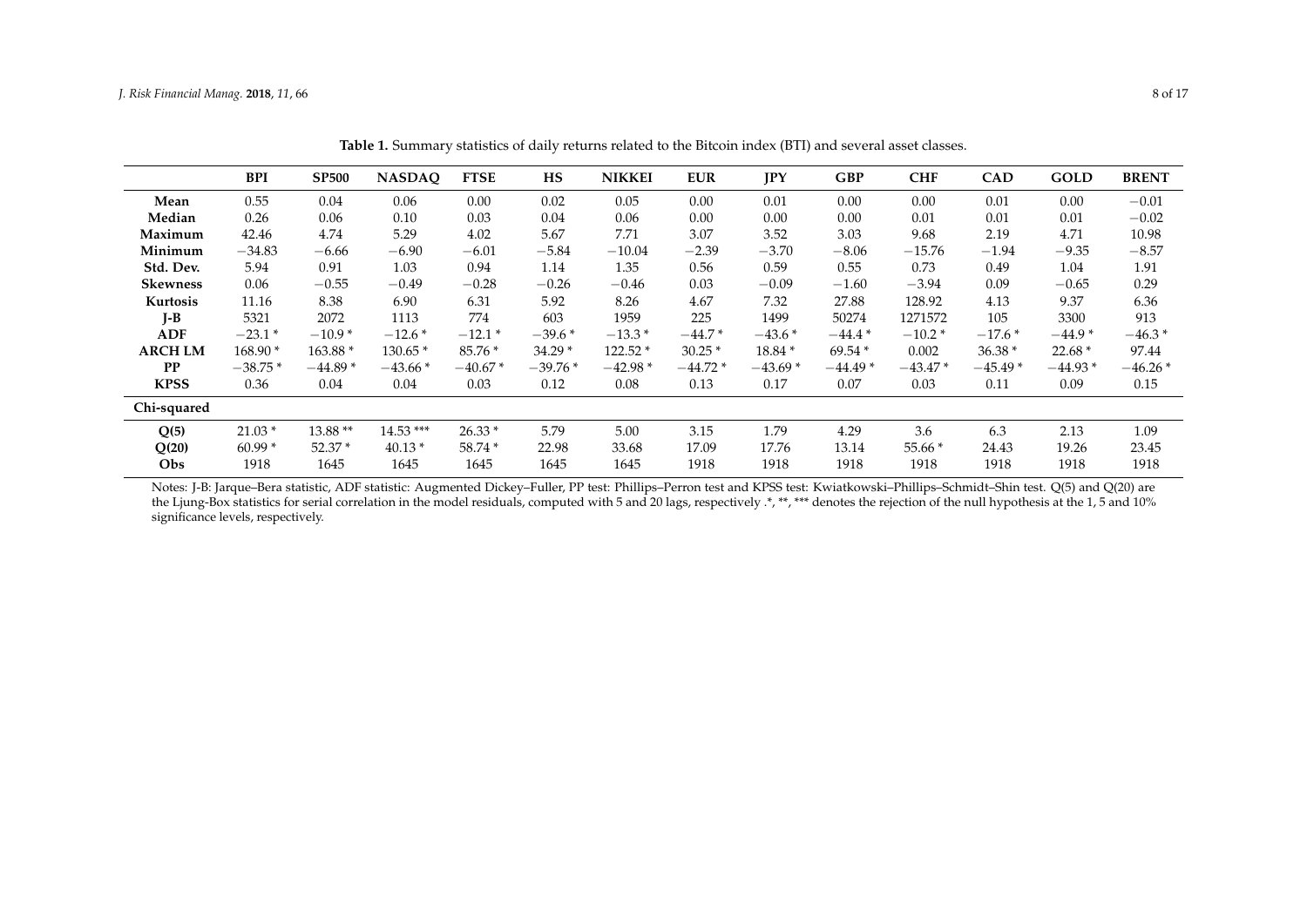**Table 1.** Summary statistics of daily returns related to the Bitcoin index (BTI) and several asset classes.

| | BPI | SP500 | NASDAQ | FTSE | HS | NIKKEI | EUR | JPY | GBP | CHF | CAD | GOLD | BRENT |
|---|---|---|---|---|---|---|---|---|---|---|---|---|---|
| **Mean** | 0.55 | 0.04 | 0.06 | 0.00 | 0.02 | 0.05 | 0.00 | 0.01 | 0.00 | 0.00 | 0.01 | 0.00 | −0.01 |
| **Median** | 0.26 | 0.06 | 0.10 | 0.03 | 0.04 | 0.06 | 0.00 | 0.00 | 0.00 | 0.01 | 0.01 | 0.01 | −0.02 |
| **Maximum** | 42.46 | 4.74 | 5.29 | 4.02 | 5.67 | 7.71 | 3.07 | 3.52 | 3.03 | 9.68 | 2.19 | 4.71 | 10.98 |
| **Minimum** | −34.83 | −6.66 | −6.90 | −6.01 | −5.84 | −10.04 | −2.39 | −3.70 | −8.06 | −15.76 | −1.94 | −9.35 | −8.57 |
| **Std. Dev.** | 5.94 | 0.91 | 1.03 | 0.94 | 1.14 | 1.35 | 0.56 | 0.59 | 0.55 | 0.73 | 0.49 | 1.04 | 1.91 |
| **Skewness** | 0.06 | −0.55 | −0.49 | −0.28 | −0.26 | −0.46 | 0.03 | −0.09 | −1.60 | −3.94 | 0.09 | −0.65 | 0.29 |
| **Kurtosis** | 11.16 | 8.38 | 6.90 | 6.31 | 5.92 | 8.26 | 4.67 | 7.32 | 27.88 | 128.92 | 4.13 | 9.37 | 6.36 |
| **J-B** | 5321 | 2072 | 1113 | 774 | 603 | 1959 | 225 | 1499 | 50274 | 1271572 | 105 | 3300 | 913 |
| **ADF** | −23.1 * | −10.9 * | −12.6 * | −12.1 * | −39.6 * | −13.3 * | −44.7 * | −43.6 * | −44.4 * | −10.2 * | −17.6 * | −44.9 * | −46.3 * |
| **ARCH LM** | 168.90 * | 163.88 * | 130.65 * | 85.76 * | 34.29 * | 122.52 * | 30.25 * | 18.84 * | 69.54 * | 0.002 | 36.38 * | 22.68 * | 97.44 |
| **PP** | −38.75 * | −44.89 * | −43.66 * | −40.67 * | −39.76 * | −42.98 * | −44.72 * | −43.69 * | −44.49 * | −43.47 * | −45.49 * | −44.93 * | −46.26 * |
| **KPSS** | 0.36 | 0.04 | 0.04 | 0.03 | 0.12 | 0.08 | 0.13 | 0.17 | 0.07 | 0.03 | 0.11 | 0.09 | 0.15 |
| **Chi-squared** | | | | | | | | | | | | | |
| **Q(5)** | 21.03 * | 13.88 ** | 14.53 *** | 26.33 * | 5.79 | 5.00 | 3.15 | 1.79 | 4.29 | 3.6 | 6.3 | 2.13 | 1.09 |
| **Q(20)** | 60.99 * | 52.37 * | 40.13 * | 58.74 * | 22.98 | 33.68 | 17.09 | 17.76 | 13.14 | 55.66 * | 24.43 | 19.26 | 23.45 |
| **Obs** | 1918 | 1645 | 1645 | 1645 | 1645 | 1645 | 1918 | 1918 | 1918 | 1918 | 1918 | 1918 | 1918 |

Notes: J-B: Jarque–Bera statistic, ADF statistic: Augmented Dickey–Fuller, PP test: Phillips–Perron test and KPSS test: Kwiatkowski–Phillips–Schmidt–Shin test. Q(5) and Q(20) are the Ljung-Box statistics for serial correlation in the model residuals, computed with 5 and 20 lags, respectively .*, **, *** denotes the rejection of the null hypothesis at the 1, 5 and 10% significance levels, respectively.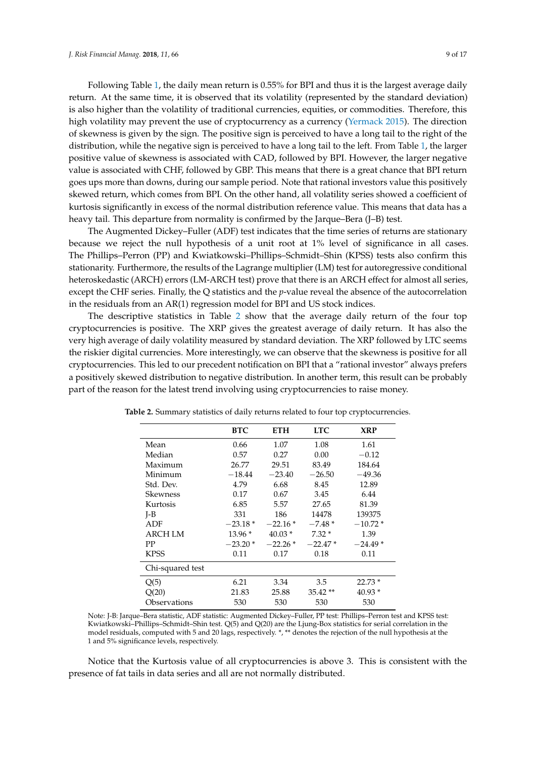Following Table 1, the daily mean return is 0.55% for BPI and thus it is the largest average daily return. At the same time, it is observed that its volatility (represented by the standard deviation) is also higher than the volatility of traditional currencies, equities, or commodities. Therefore, this high volatility may prevent the use of cryptocurrency as a currency (Yermack 2015). The direction of skewness is given by the sign. The positive sign is perceived to have a long tail to the right of the distribution, while the negative sign is perceived to have a long tail to the left. From Table 1, the larger positive value of skewness is associated with CAD, followed by BPI. However, the larger negative value is associated with CHF, followed by GBP. This means that there is a great chance that BPI return goes ups more than downs, during our sample period. Note that rational investors value this positively skewed return, which comes from BPI. On the other hand, all volatility series showed a coefficient of kurtosis significantly in excess of the normal distribution reference value. This means that data has a heavy tail. This departure from normality is confirmed by the Jarque–Bera (J–B) test.

The Augmented Dickey–Fuller (ADF) test indicates that the time series of returns are stationary because we reject the null hypothesis of a unit root at 1% level of significance in all cases. The Phillips–Perron (PP) and Kwiatkowski–Phillips–Schmidt–Shin (KPSS) tests also confirm this stationarity. Furthermore, the results of the Lagrange multiplier (LM) test for autoregressive conditional heteroskedastic (ARCH) errors (LM-ARCH test) prove that there is an ARCH effect for almost all series, except the CHF series. Finally, the Q statistics and the *p*-value reveal the absence of the autocorrelation in the residuals from an AR(1) regression model for BPI and US stock indices.

The descriptive statistics in Table 2 show that the average daily return of the four top cryptocurrencies is positive. The XRP gives the greatest average of daily return. It has also the very high average of daily volatility measured by standard deviation. The XRP followed by LTC seems the riskier digital currencies. More interestingly, we can observe that the skewness is positive for all cryptocurrencies. This led to our precedent notification on BPI that a "rational investor" always prefers a positively skewed distribution to negative distribution. In another term, this result can be probably part of the reason for the latest trend involving using cryptocurrencies to raise money.

**Table 2.** Summary statistics of daily returns related to four top cryptocurrencies.

| | BTC | ETH | LTC | XRP |
|---|---|---|---|---|
| Mean | 0.66 | 1.07 | 1.08 | 1.61 |
| Median | 0.57 | 0.27 | 0.00 | −0.12 |
| Maximum | 26.77 | 29.51 | 83.49 | 184.64 |
| Minimum | −18.44 | −23.40 | −26.50 | −49.36 |
| Std. Dev. | 4.79 | 6.68 | 8.45 | 12.89 |
| Skewness | 0.17 | 0.67 | 3.45 | 6.44 |
| Kurtosis | 6.85 | 5.57 | 27.65 | 81.39 |
| J-B | 331 | 186 | 14478 | 139375 |
| ADF | −23.18 * | −22.16 * | −7.48 * | −10.72 * |
| ARCH LM | 13.96 * | 40.03 * | 7.32 * | 1.39 |
| PP | −23.20 * | −22.26 * | −22.47 * | −24.49 * |
| KPSS | 0.11 | 0.17 | 0.18 | 0.11 |
| Chi-squared test | | | | |
| Q(5) | 6.21 | 3.34 | 3.5 | 22.73 * |
| Q(20) | 21.83 | 25.88 | 35.42 ** | 40.93 * |
| Observations | 530 | 530 | 530 | 530 |

Note: J-B: Jarque–Bera statistic, ADF statistic: Augmented Dickey–Fuller, PP test: Phillips–Perron test and KPSS test: Kwiatkowski–Phillips–Schmidt–Shin test. Q(5) and Q(20) are the Ljung-Box statistics for serial correlation in the model residuals, computed with 5 and 20 lags, respectively. *, ** denotes the rejection of the null hypothesis at the 1 and 5% significance levels, respectively.

Notice that the Kurtosis value of all cryptocurrencies is above 3. This is consistent with the presence of fat tails in data series and all are not normally distributed.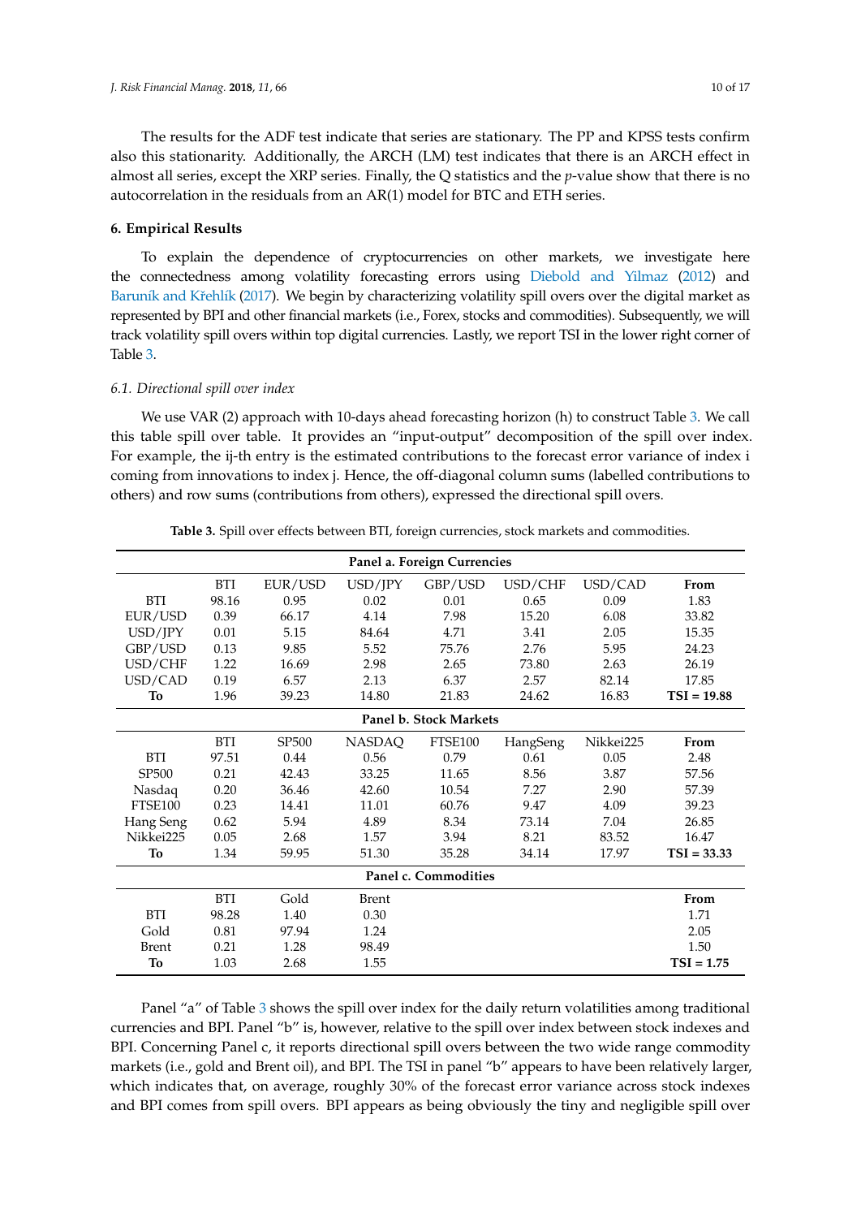The results for the ADF test indicate that series are stationary. The PP and KPSS tests confirm also this stationarity. Additionally, the ARCH (LM) test indicates that there is an ARCH effect in almost all series, except the XRP series. Finally, the Q statistics and the *p*-value show that there is no autocorrelation in the residuals from an AR(1) model for BTC and ETH series.

## 6. Empirical Results

To explain the dependence of cryptocurrencies on other markets, we investigate here the connectedness among volatility forecasting errors using Diebold and Yilmaz (2012) and Baruník and Křehlík (2017). We begin by characterizing volatility spill overs over the digital market as represented by BPI and other financial markets (i.e., Forex, stocks and commodities). Subsequently, we will track volatility spill overs within top digital currencies. Lastly, we report TSI in the lower right corner of Table 3.

### *6.1. Directional spill over index*

We use VAR (2) approach with 10-days ahead forecasting horizon (h) to construct Table 3. We call this table spill over table. It provides an "input-output" decomposition of the spill over index. For example, the ij-th entry is the estimated contributions to the forecast error variance of index i coming from innovations to index j. Hence, the off-diagonal column sums (labelled contributions to others) and row sums (contributions from others), expressed the directional spill overs.

**Table 3.** Spill over effects between BTI, foreign currencies, stock markets and commodities.

| **Panel a. Foreign Currencies** | | | | | | | |
|---|---|---|---|---|---|---|---|
| | BTI | EUR/USD | USD/JPY | GBP/USD | USD/CHF | USD/CAD | **From** |
| BTI | 98.16 | 0.95 | 0.02 | 0.01 | 0.65 | 0.09 | 1.83 |
| EUR/USD | 0.39 | 66.17 | 4.14 | 7.98 | 15.20 | 6.08 | 33.82 |
| USD/JPY | 0.01 | 5.15 | 84.64 | 4.71 | 3.41 | 2.05 | 15.35 |
| GBP/USD | 0.13 | 9.85 | 5.52 | 75.76 | 2.76 | 5.95 | 24.23 |
| USD/CHF | 1.22 | 16.69 | 2.98 | 2.65 | 73.80 | 2.63 | 26.19 |
| USD/CAD | 0.19 | 6.57 | 2.13 | 6.37 | 2.57 | 82.14 | 17.85 |
| **To** | 1.96 | 39.23 | 14.80 | 21.83 | 24.62 | 16.83 | **TSI = 19.88** |
| **Panel b. Stock Markets** | | | | | | | |
| | BTI | SP500 | NASDAQ | FTSE100 | HangSeng | Nikkei225 | **From** |
| BTI | 97.51 | 0.44 | 0.56 | 0.79 | 0.61 | 0.05 | 2.48 |
| SP500 | 0.21 | 42.43 | 33.25 | 11.65 | 8.56 | 3.87 | 57.56 |
| Nasdaq | 0.20 | 36.46 | 42.60 | 10.54 | 7.27 | 2.90 | 57.39 |
| FTSE100 | 0.23 | 14.41 | 11.01 | 60.76 | 9.47 | 4.09 | 39.23 |
| Hang Seng | 0.62 | 5.94 | 4.89 | 8.34 | 73.14 | 7.04 | 26.85 |
| Nikkei225 | 0.05 | 2.68 | 1.57 | 3.94 | 8.21 | 83.52 | 16.47 |
| **To** | 1.34 | 59.95 | 51.30 | 35.28 | 34.14 | 17.97 | **TSI = 33.33** |
| **Panel c. Commodities** | | | | | | | |
| | BTI | Gold | Brent | | | | **From** |
| BTI | 98.28 | 1.40 | 0.30 | | | | 1.71 |
| Gold | 0.81 | 97.94 | 1.24 | | | | 2.05 |
| Brent | 0.21 | 1.28 | 98.49 | | | | 1.50 |
| **To** | 1.03 | 2.68 | 1.55 | | | | **TSI = 1.75** |

Panel "a" of Table 3 shows the spill over index for the daily return volatilities among traditional currencies and BPI. Panel "b" is, however, relative to the spill over index between stock indexes and BPI. Concerning Panel c, it reports directional spill overs between the two wide range commodity markets (i.e., gold and Brent oil), and BPI. The TSI in panel "b" appears to have been relatively larger, which indicates that, on average, roughly 30% of the forecast error variance across stock indexes and BPI comes from spill overs. BPI appears as being obviously the tiny and negligible spill over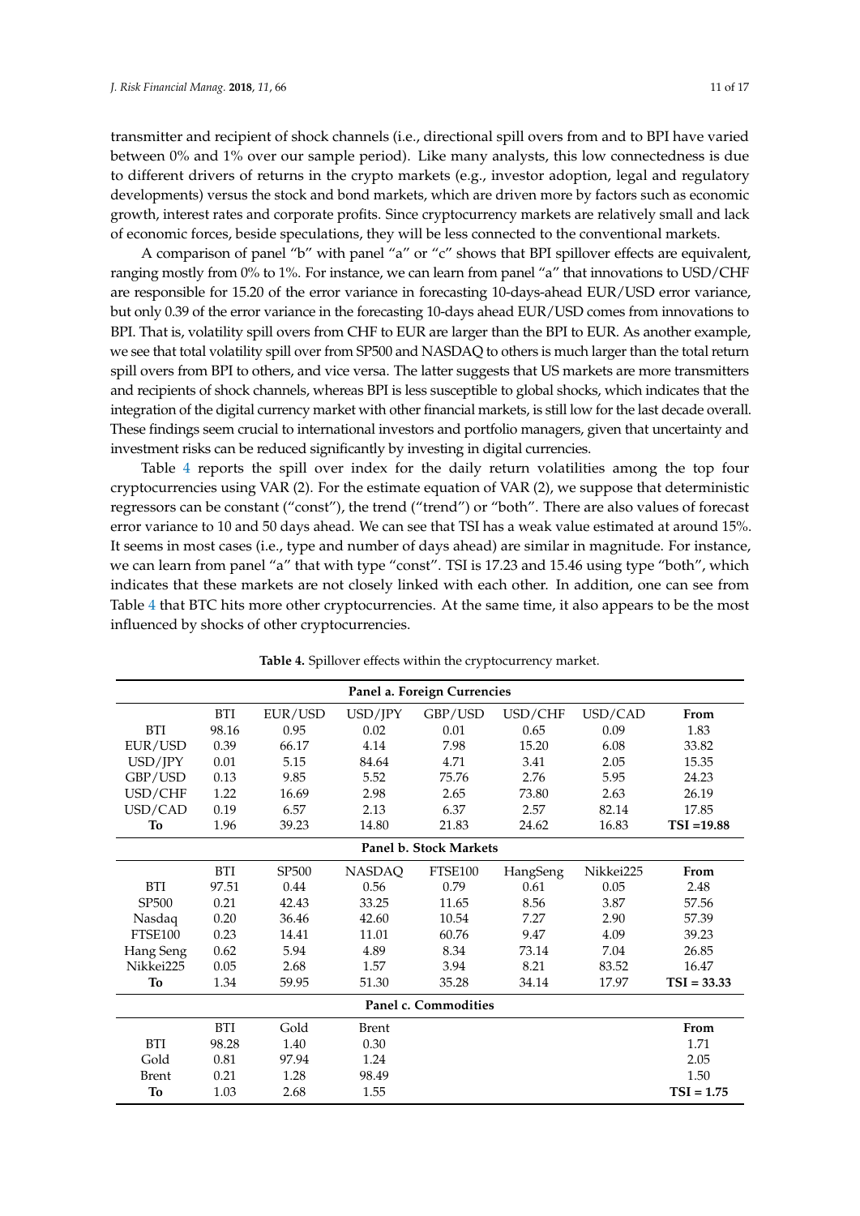transmitter and recipient of shock channels (i.e., directional spill overs from and to BPI have varied between 0% and 1% over our sample period). Like many analysts, this low connectedness is due to different drivers of returns in the crypto markets (e.g., investor adoption, legal and regulatory developments) versus the stock and bond markets, which are driven more by factors such as economic growth, interest rates and corporate profits. Since cryptocurrency markets are relatively small and lack of economic forces, beside speculations, they will be less connected to the conventional markets.

A comparison of panel "b" with panel "a" or "c" shows that BPI spillover effects are equivalent, ranging mostly from 0% to 1%. For instance, we can learn from panel "a" that innovations to USD/CHF are responsible for 15.20 of the error variance in forecasting 10-days-ahead EUR/USD error variance, but only 0.39 of the error variance in the forecasting 10-days ahead EUR/USD comes from innovations to BPI. That is, volatility spill overs from CHF to EUR are larger than the BPI to EUR. As another example, we see that total volatility spill over from SP500 and NASDAQ to others is much larger than the total return spill overs from BPI to others, and vice versa. The latter suggests that US markets are more transmitters and recipients of shock channels, whereas BPI is less susceptible to global shocks, which indicates that the integration of the digital currency market with other financial markets, is still low for the last decade overall. These findings seem crucial to international investors and portfolio managers, given that uncertainty and investment risks can be reduced significantly by investing in digital currencies.

Table 4 reports the spill over index for the daily return volatilities among the top four cryptocurrencies using VAR (2). For the estimate equation of VAR (2), we suppose that deterministic regressors can be constant ("const"), the trend ("trend") or "both". There are also values of forecast error variance to 10 and 50 days ahead. We can see that TSI has a weak value estimated at around 15%. It seems in most cases (i.e., type and number of days ahead) are similar in magnitude. For instance, we can learn from panel "a" that with type "const". TSI is 17.23 and 15.46 using type "both", which indicates that these markets are not closely linked with each other. In addition, one can see from Table 4 that BTC hits more other cryptocurrencies. At the same time, it also appears to be the most influenced by shocks of other cryptocurrencies.

**Table 4.** Spillover effects within the cryptocurrency market.

| **Panel a. Foreign Currencies** | | | | | | | |
|---|---|---|---|---|---|---|---|
| | BTI | EUR/USD | USD/JPY | GBP/USD | USD/CHF | USD/CAD | **From** |
| BTI | 98.16 | 0.95 | 0.02 | 0.01 | 0.65 | 0.09 | 1.83 |
| EUR/USD | 0.39 | 66.17 | 4.14 | 7.98 | 15.20 | 6.08 | 33.82 |
| USD/JPY | 0.01 | 5.15 | 84.64 | 4.71 | 3.41 | 2.05 | 15.35 |
| GBP/USD | 0.13 | 9.85 | 5.52 | 75.76 | 2.76 | 5.95 | 24.23 |
| USD/CHF | 1.22 | 16.69 | 2.98 | 2.65 | 73.80 | 2.63 | 26.19 |
| USD/CAD | 0.19 | 6.57 | 2.13 | 6.37 | 2.57 | 82.14 | 17.85 |
| **To** | 1.96 | 39.23 | 14.80 | 21.83 | 24.62 | 16.83 | **TSI =19.88** |
| **Panel b. Stock Markets** | | | | | | | |
| | BTI | SP500 | NASDAQ | FTSE100 | HangSeng | Nikkei225 | **From** |
| BTI | 97.51 | 0.44 | 0.56 | 0.79 | 0.61 | 0.05 | 2.48 |
| SP500 | 0.21 | 42.43 | 33.25 | 11.65 | 8.56 | 3.87 | 57.56 |
| Nasdaq | 0.20 | 36.46 | 42.60 | 10.54 | 7.27 | 2.90 | 57.39 |
| FTSE100 | 0.23 | 14.41 | 11.01 | 60.76 | 9.47 | 4.09 | 39.23 |
| Hang Seng | 0.62 | 5.94 | 4.89 | 8.34 | 73.14 | 7.04 | 26.85 |
| Nikkei225 | 0.05 | 2.68 | 1.57 | 3.94 | 8.21 | 83.52 | 16.47 |
| **To** | 1.34 | 59.95 | 51.30 | 35.28 | 34.14 | 17.97 | **TSI = 33.33** |
| **Panel c. Commodities** | | | | | | | |
| | BTI | Gold | Brent | | | | **From** |
| BTI | 98.28 | 1.40 | 0.30 | | | | 1.71 |
| Gold | 0.81 | 97.94 | 1.24 | | | | 2.05 |
| Brent | 0.21 | 1.28 | 98.49 | | | | 1.50 |
| **To** | 1.03 | 2.68 | 1.55 | | | | **TSI = 1.75** |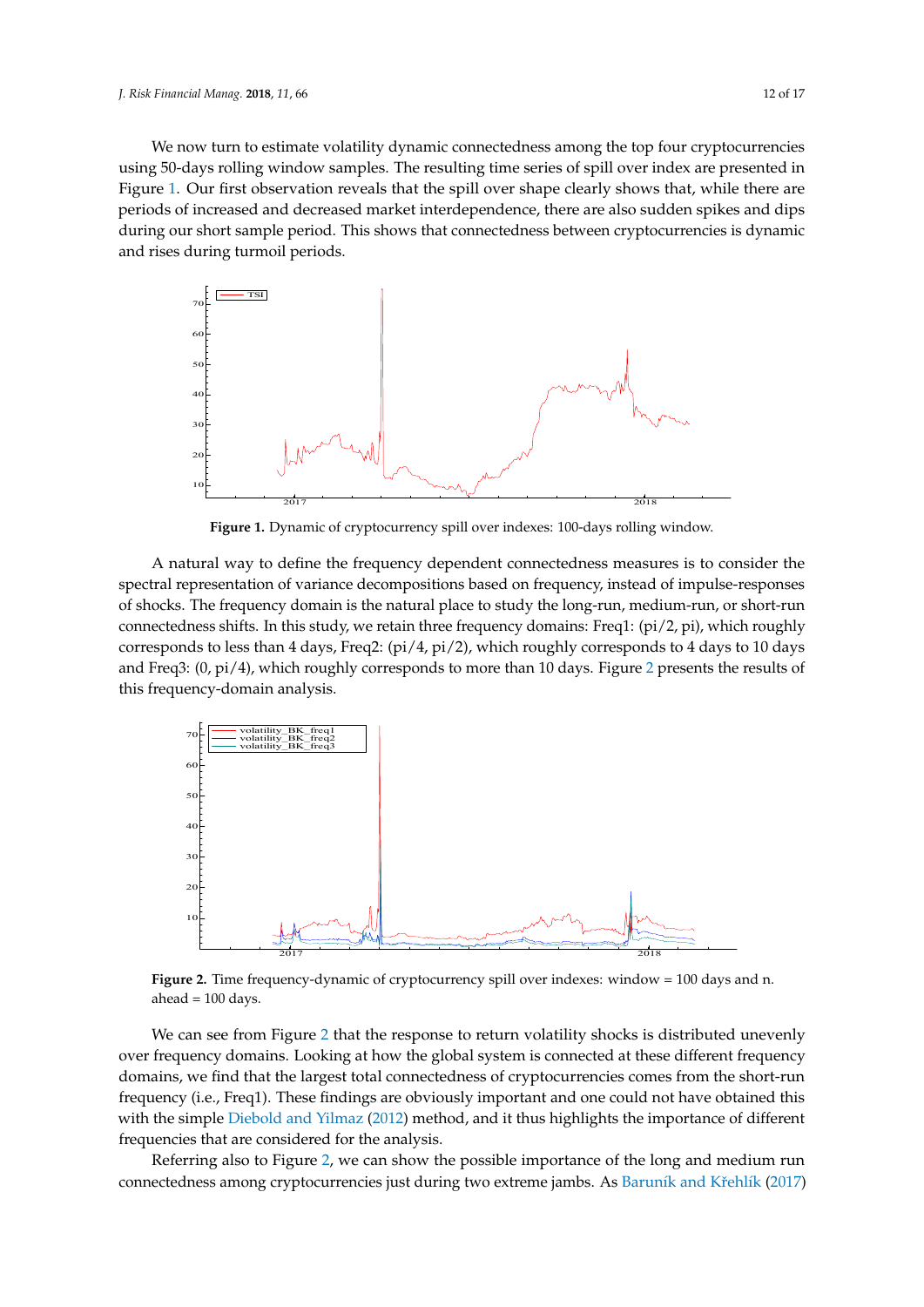We now turn to estimate volatility dynamic connectedness among the top four cryptocurrencies using 50-days rolling window samples. The resulting time series of spill over index are presented in Figure 1. Our first observation reveals that the spill over shape clearly shows that, while there are periods of increased and decreased market interdependence, there are also sudden spikes and dips during our short sample period. This shows that connectedness between cryptocurrencies is dynamic and rises during turmoil periods.

**Figure 1.** Dynamic of cryptocurrency spill over indexes: 100-days rolling window.

A natural way to define the frequency dependent connectedness measures is to consider the spectral representation of variance decompositions based on frequency, instead of impulse-responses of shocks. The frequency domain is the natural place to study the long-run, medium-run, or short-run connectedness shifts. In this study, we retain three frequency domains: Freq1: (pi/2, pi), which roughly corresponds to less than 4 days, Freq2: (pi/4, pi/2), which roughly corresponds to 4 days to 10 days and Freq3: (0, pi/4), which roughly corresponds to more than 10 days. Figure 2 presents the results of this frequency-domain analysis.

**Figure 2.** Time frequency-dynamic of cryptocurrency spill over indexes: window = 100 days and n. ahead = 100 days.

We can see from Figure 2 that the response to return volatility shocks is distributed unevenly over frequency domains. Looking at how the global system is connected at these different frequency domains, we find that the largest total connectedness of cryptocurrencies comes from the short-run frequency (i.e., Freq1). These findings are obviously important and one could not have obtained this with the simple Diebold and Yilmaz (2012) method, and it thus highlights the importance of different frequencies that are considered for the analysis.

Referring also to Figure 2, we can show the possible importance of the long and medium run connectedness among cryptocurrencies just during two extreme jambs. As Baruník and Křehlík (2017)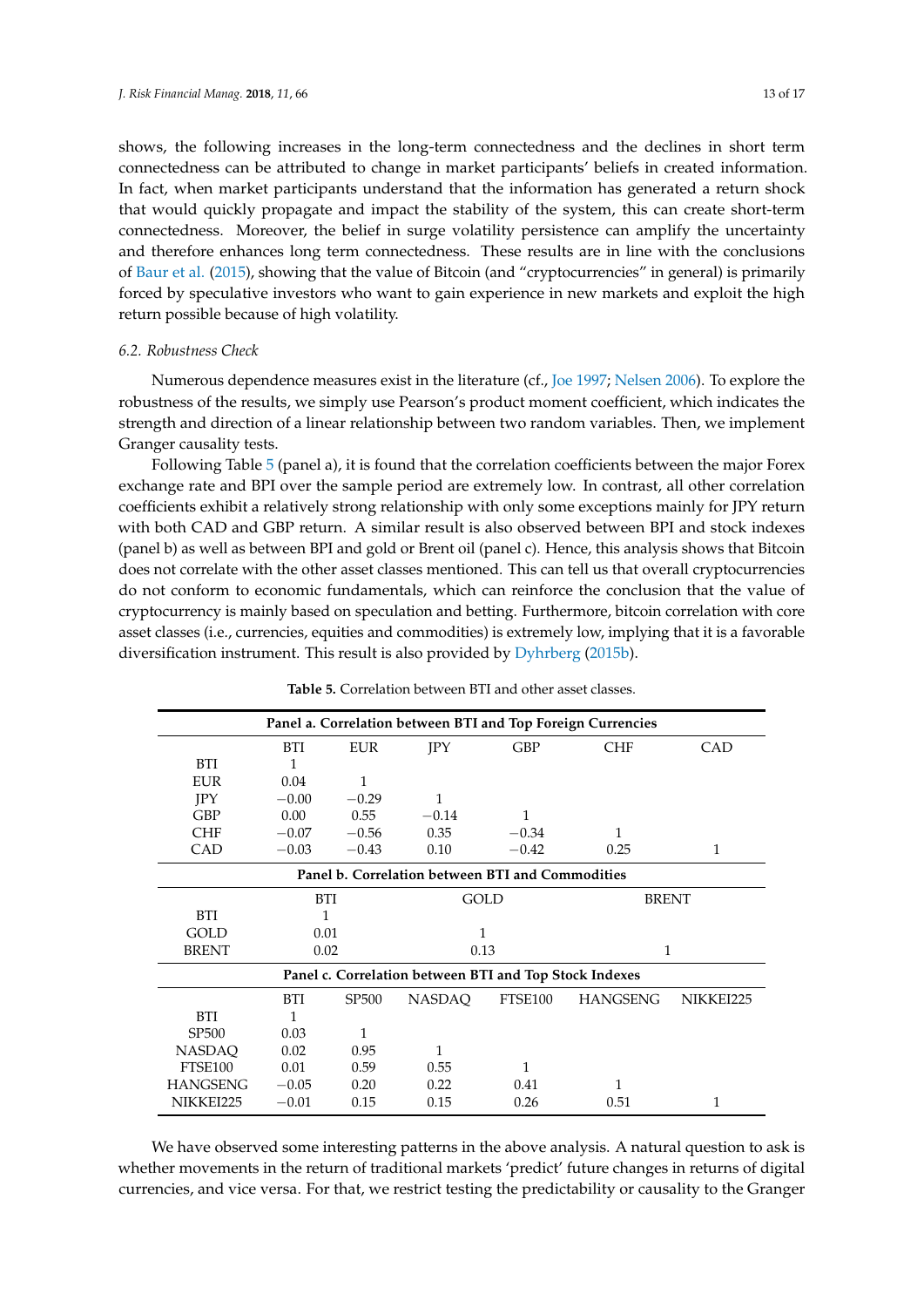shows, the following increases in the long-term connectedness and the declines in short term connectedness can be attributed to change in market participants' beliefs in created information. In fact, when market participants understand that the information has generated a return shock that would quickly propagate and impact the stability of the system, this can create short-term connectedness. Moreover, the belief in surge volatility persistence can amplify the uncertainty and therefore enhances long term connectedness. These results are in line with the conclusions of Baur et al. (2015), showing that the value of Bitcoin (and "cryptocurrencies" in general) is primarily forced by speculative investors who want to gain experience in new markets and exploit the high return possible because of high volatility.

### 6.2. Robustness Check

Numerous dependence measures exist in the literature (cf., Joe 1997; Nelsen 2006). To explore the robustness of the results, we simply use Pearson's product moment coefficient, which indicates the strength and direction of a linear relationship between two random variables. Then, we implement Granger causality tests.

Following Table 5 (panel a), it is found that the correlation coefficients between the major Forex exchange rate and BPI over the sample period are extremely low. In contrast, all other correlation coefficients exhibit a relatively strong relationship with only some exceptions mainly for JPY return with both CAD and GBP return. A similar result is also observed between BPI and stock indexes (panel b) as well as between BPI and gold or Brent oil (panel c). Hence, this analysis shows that Bitcoin does not correlate with the other asset classes mentioned. This can tell us that overall cryptocurrencies do not conform to economic fundamentals, which can reinforce the conclusion that the value of cryptocurrency is mainly based on speculation and betting. Furthermore, bitcoin correlation with core asset classes (i.e., currencies, equities and commodities) is extremely low, implying that it is a favorable diversification instrument. This result is also provided by Dyhrberg (2015b).

**Table 5.** Correlation between BTI and other asset classes.

| **Panel a. Correlation between BTI and Top Foreign Currencies** | | | | | | |
|---|---|---|---|---|---|---|
| | BTI | EUR | JPY | GBP | CHF | CAD |
| BTI | 1 | | | | | |
| EUR | 0.04 | 1 | | | | |
| JPY | −0.00 | −0.29 | 1 | | | |
| GBP | 0.00 | 0.55 | −0.14 | 1 | | |
| CHF | −0.07 | −0.56 | 0.35 | −0.34 | 1 | |
| CAD | −0.03 | −0.43 | 0.10 | −0.42 | 0.25 | 1 |

| **Panel b. Correlation between BTI and Commodities** | | | |
|---|---|---|---|
| | BTI | GOLD | BRENT |
| BTI | 1 | | |
| GOLD | 0.01 | 1 | |
| BRENT | 0.02 | 0.13 | 1 |

| **Panel c. Correlation between BTI and Top Stock Indexes** | | | | | | |
|---|---|---|---|---|---|---|
| | BTI | SP500 | NASDAQ | FTSE100 | HANGSENG | NIKKEI225 |
| BTI | 1 | | | | | |
| SP500 | 0.03 | 1 | | | | |
| NASDAQ | 0.02 | 0.95 | 1 | | | |
| FTSE100 | 0.01 | 0.59 | 0.55 | 1 | | |
| HANGSENG | −0.05 | 0.20 | 0.22 | 0.41 | 1 | |
| NIKKEI225 | −0.01 | 0.15 | 0.15 | 0.26 | 0.51 | 1 |

We have observed some interesting patterns in the above analysis. A natural question to ask is whether movements in the return of traditional markets 'predict' future changes in returns of digital currencies, and vice versa. For that, we restrict testing the predictability or causality to the Granger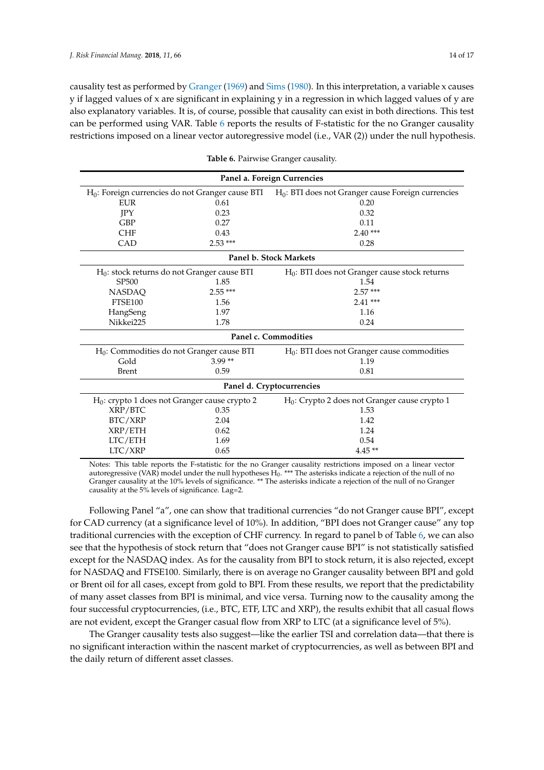causality test as performed by Granger (1969) and Sims (1980). In this interpretation, a variable x causes y if lagged values of x are significant in explaining y in a regression in which lagged values of y are also explanatory variables. It is, of course, possible that causality can exist in both directions. This test can be performed using VAR. Table 6 reports the results of F-statistic for the no Granger causality restrictions imposed on a linear vector autoregressive model (i.e., VAR (2)) under the null hypothesis.

**Table 6.** Pairwise Granger causality.

| | | |
|---|---|---|
| **Panel a. Foreign Currencies** | | |
| $H_0$: Foreign currencies do not Granger cause BTI | | $H_0$: BTI does not Granger cause Foreign currencies |
| EUR | 0.61 | 0.20 |
| JPY | 0.23 | 0.32 |
| GBP | 0.27 | 0.11 |
| CHF | 0.43 | 2.40 *** |
| CAD | 2.53 *** | 0.28 |
| **Panel b. Stock Markets** | | |
| $H_0$: stock returns do not Granger cause BTI | | $H_0$: BTI does not Granger cause stock returns |
| SP500 | 1.85 | 1.54 |
| NASDAQ | 2.55 *** | 2.57 *** |
| FTSE100 | 1.56 | 2.41 *** |
| HangSeng | 1.97 | 1.16 |
| Nikkei225 | 1.78 | 0.24 |
| **Panel c. Commodities** | | |
| $H_0$: Commodities do not Granger cause BTI | | $H_0$: BTI does not Granger cause commodities |
| Gold | 3.99 ** | 1.19 |
| Brent | 0.59 | 0.81 |
| **Panel d. Cryptocurrencies** | | |
| $H_0$: crypto 1 does not Granger cause crypto 2 | | $H_0$: Crypto 2 does not Granger cause crypto 1 |
| XRP/BTC | 0.35 | 1.53 |
| BTC/XRP | 2.04 | 1.42 |
| XRP/ETH | 0.62 | 1.24 |
| LTC/ETH | 1.69 | 0.54 |
| LTC/XRP | 0.65 | 4.45 ** |

Notes: This table reports the F-statistic for the no Granger causality restrictions imposed on a linear vector autoregressive (VAR) model under the null hypotheses $H_0$. *** The asterisks indicate a rejection of the null of no Granger causality at the 10% levels of significance. ** The asterisks indicate a rejection of the null of no Granger causality at the 5% levels of significance. Lag=2.

Following Panel "a", one can show that traditional currencies "do not Granger cause BPI", except for CAD currency (at a significance level of 10%). In addition, "BPI does not Granger cause" any top traditional currencies with the exception of CHF currency. In regard to panel b of Table 6, we can also see that the hypothesis of stock return that "does not Granger cause BPI" is not statistically satisfied except for the NASDAQ index. As for the causality from BPI to stock return, it is also rejected, except for NASDAQ and FTSE100. Similarly, there is on average no Granger causality between BPI and gold or Brent oil for all cases, except from gold to BPI. From these results, we report that the predictability of many asset classes from BPI is minimal, and vice versa. Turning now to the causality among the four successful cryptocurrencies, (i.e., BTC, ETF, LTC and XRP), the results exhibit that all casual flows are not evident, except the Granger casual flow from XRP to LTC (at a significance level of 5%).

The Granger causality tests also suggest—like the earlier TSI and correlation data—that there is no significant interaction within the nascent market of cryptocurrencies, as well as between BPI and the daily return of different asset classes.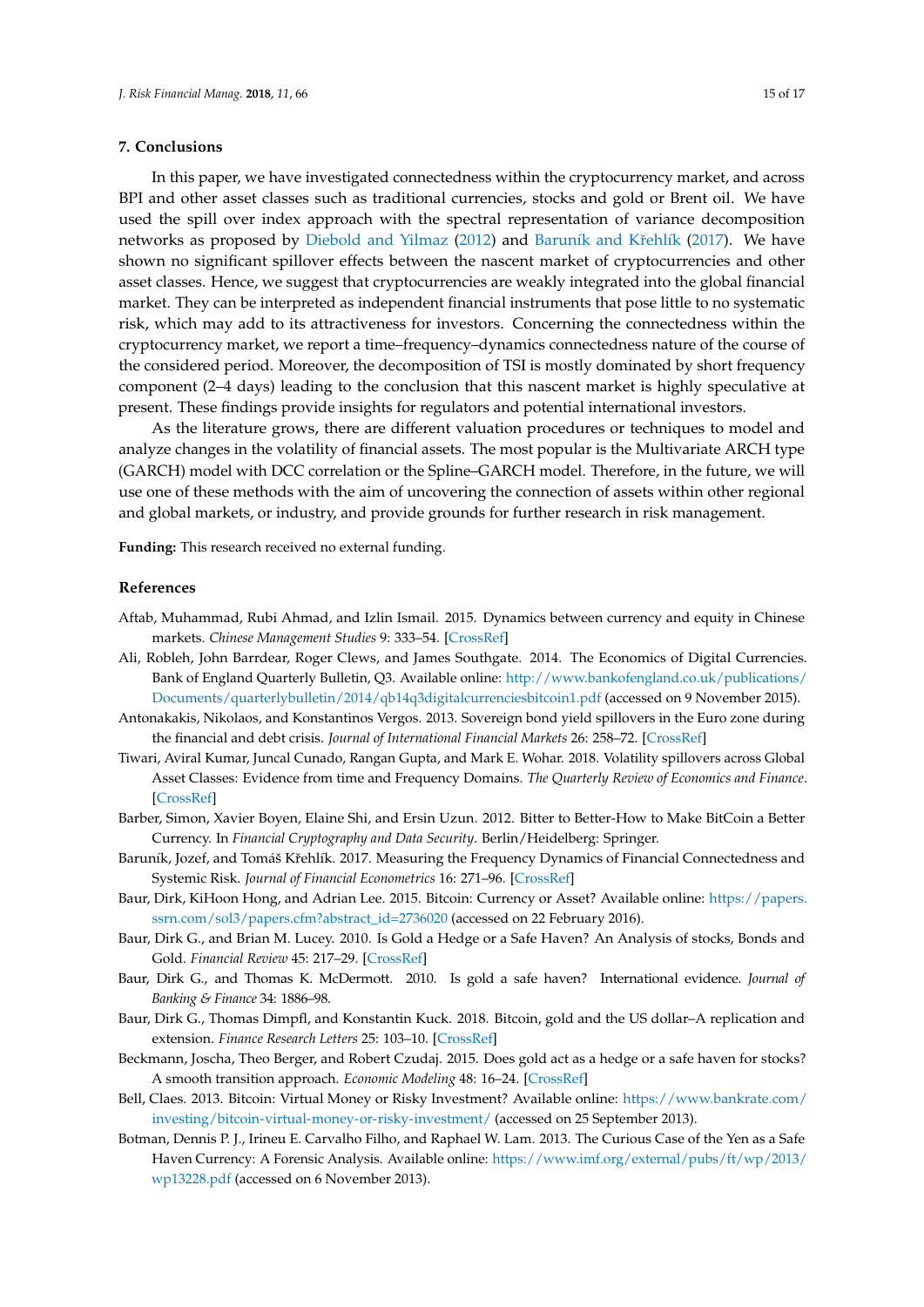## 7. Conclusions

In this paper, we have investigated connectedness within the cryptocurrency market, and across BPI and other asset classes such as traditional currencies, stocks and gold or Brent oil. We have used the spill over index approach with the spectral representation of variance decomposition networks as proposed by Diebold and Yilmaz (2012) and Baruník and Křehlík (2017). We have shown no significant spillover effects between the nascent market of cryptocurrencies and other asset classes. Hence, we suggest that cryptocurrencies are weakly integrated into the global financial market. They can be interpreted as independent financial instruments that pose little to no systematic risk, which may add to its attractiveness for investors. Concerning the connectedness within the cryptocurrency market, we report a time–frequency–dynamics connectedness nature of the course of the considered period. Moreover, the decomposition of TSI is mostly dominated by short frequency component (2–4 days) leading to the conclusion that this nascent market is highly speculative at present. These findings provide insights for regulators and potential international investors.

As the literature grows, there are different valuation procedures or techniques to model and analyze changes in the volatility of financial assets. The most popular is the Multivariate ARCH type (GARCH) model with DCC correlation or the Spline–GARCH model. Therefore, in the future, we will use one of these methods with the aim of uncovering the connection of assets within other regional and global markets, or industry, and provide grounds for further research in risk management.

**Funding:** This research received no external funding.

## References

Aftab, Muhammad, Rubi Ahmad, and Izlin Ismail. 2015. Dynamics between currency and equity in Chinese markets. *Chinese Management Studies* 9: 333–54. [CrossRef]

Ali, Robleh, John Barrdear, Roger Clews, and James Southgate. 2014. The Economics of Digital Currencies. Bank of England Quarterly Bulletin, Q3. Available online: http://www.bankofengland.co.uk/publications/Documents/quarterlybulletin/2014/qb14q3digitalcurrenciesbitcoin1.pdf (accessed on 9 November 2015).

Antonakakis, Nikolaos, and Konstantinos Vergos. 2013. Sovereign bond yield spillovers in the Euro zone during the financial and debt crisis. *Journal of International Financial Markets* 26: 258–72. [CrossRef]

Tiwari, Aviral Kumar, Juncal Cunado, Rangan Gupta, and Mark E. Wohar. 2018. Volatility spillovers across Global Asset Classes: Evidence from time and Frequency Domains. *The Quarterly Review of Economics and Finance*. [CrossRef]

Barber, Simon, Xavier Boyen, Elaine Shi, and Ersin Uzun. 2012. Bitter to Better-How to Make BitCoin a Better Currency. In *Financial Cryptography and Data Security*. Berlin/Heidelberg: Springer.

Baruník, Jozef, and Tomáš Křehlík. 2017. Measuring the Frequency Dynamics of Financial Connectedness and Systemic Risk. *Journal of Financial Econometrics* 16: 271–96. [CrossRef]

Baur, Dirk, KiHoon Hong, and Adrian Lee. 2015. Bitcoin: Currency or Asset? Available online: https://papers.ssrn.com/sol3/papers.cfm?abstract_id=2736020 (accessed on 22 February 2016).

Baur, Dirk G., and Brian M. Lucey. 2010. Is Gold a Hedge or a Safe Haven? An Analysis of stocks, Bonds and Gold. *Financial Review* 45: 217–29. [CrossRef]

Baur, Dirk G., and Thomas K. McDermott. 2010. Is gold a safe haven? International evidence. *Journal of Banking & Finance* 34: 1886–98.

Baur, Dirk G., Thomas Dimpfl, and Konstantin Kuck. 2018. Bitcoin, gold and the US dollar–A replication and extension. *Finance Research Letters* 25: 103–10. [CrossRef]

Beckmann, Joscha, Theo Berger, and Robert Czudaj. 2015. Does gold act as a hedge or a safe haven for stocks? A smooth transition approach. *Economic Modeling* 48: 16–24. [CrossRef]

Bell, Claes. 2013. Bitcoin: Virtual Money or Risky Investment? Available online: https://www.bankrate.com/investing/bitcoin-virtual-money-or-risky-investment/ (accessed on 25 September 2013).

Botman, Dennis P. J., Irineu E. Carvalho Filho, and Raphael W. Lam. 2013. The Curious Case of the Yen as a Safe Haven Currency: A Forensic Analysis. Available online: https://www.imf.org/external/pubs/ft/wp/2013/wp13228.pdf (accessed on 6 November 2013).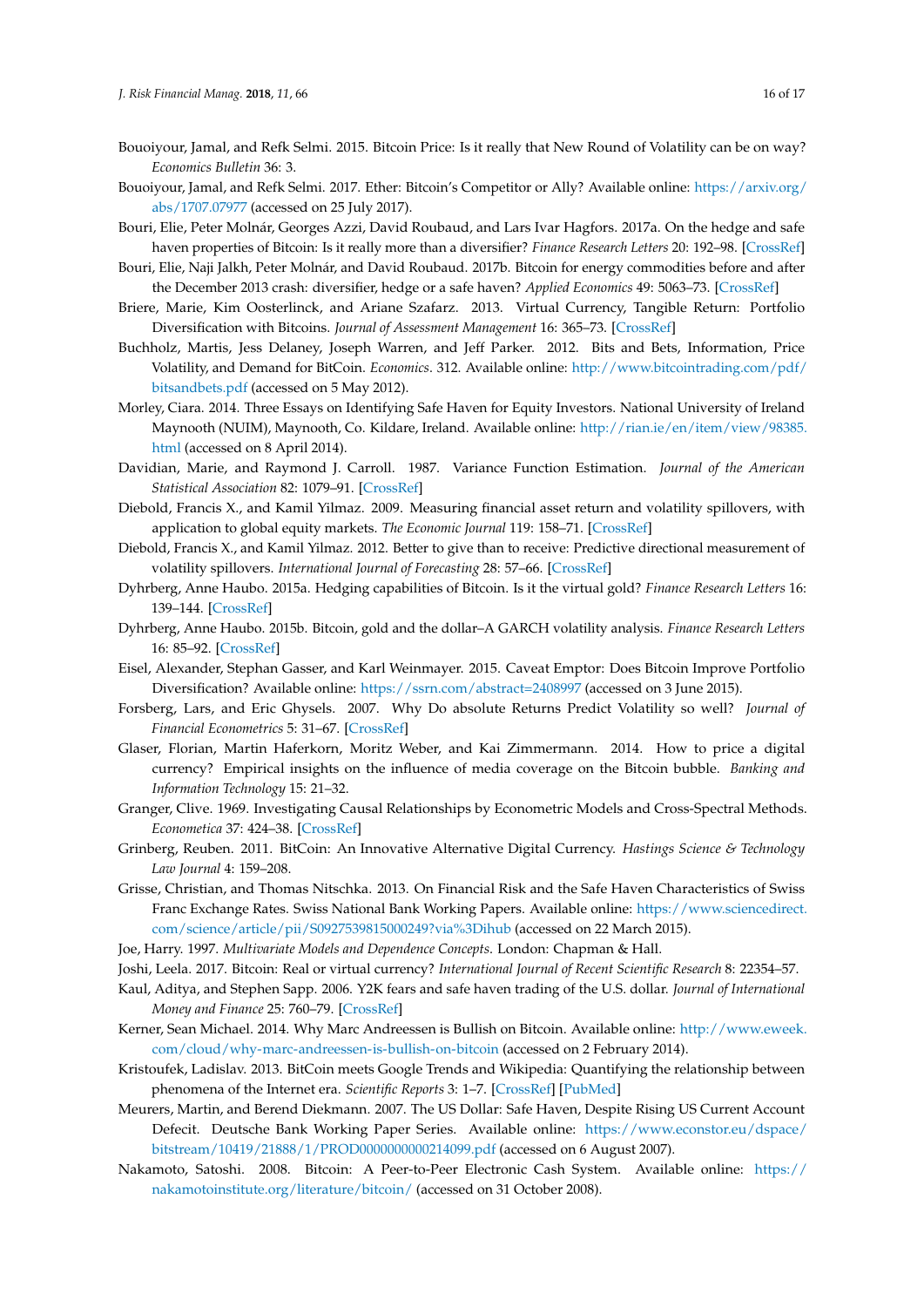Bouoiyour, Jamal, and Refk Selmi. 2015. Bitcoin Price: Is it really that New Round of Volatility can be on way? *Economics Bulletin* 36: 3.

Bouoiyour, Jamal, and Refk Selmi. 2017. Ether: Bitcoin's Competitor or Ally? Available online: https://arxiv.org/abs/1707.07977 (accessed on 25 July 2017).

Bouri, Elie, Peter Molnár, Georges Azzi, David Roubaud, and Lars Ivar Hagfors. 2017a. On the hedge and safe haven properties of Bitcoin: Is it really more than a diversifier? *Finance Research Letters* 20: 192–98. [CrossRef]

Bouri, Elie, Naji Jalkh, Peter Molnár, and David Roubaud. 2017b. Bitcoin for energy commodities before and after the December 2013 crash: diversifier, hedge or a safe haven? *Applied Economics* 49: 5063–73. [CrossRef]

Briere, Marie, Kim Oosterlinck, and Ariane Szafarz. 2013. Virtual Currency, Tangible Return: Portfolio Diversification with Bitcoins. *Journal of Assessment Management* 16: 365–73. [CrossRef]

Buchholz, Martis, Jess Delaney, Joseph Warren, and Jeff Parker. 2012. Bits and Bets, Information, Price Volatility, and Demand for BitCoin. *Economics*. 312. Available online: http://www.bitcointrading.com/pdf/bitsandbets.pdf (accessed on 5 May 2012).

Morley, Ciara. 2014. Three Essays on Identifying Safe Haven for Equity Investors. National University of Ireland Maynooth (NUIM), Maynooth, Co. Kildare, Ireland. Available online: http://rian.ie/en/item/view/98385.html (accessed on 8 April 2014).

Davidian, Marie, and Raymond J. Carroll. 1987. Variance Function Estimation. *Journal of the American Statistical Association* 82: 1079–91. [CrossRef]

Diebold, Francis X., and Kamil Yilmaz. 2009. Measuring financial asset return and volatility spillovers, with application to global equity markets. *The Economic Journal* 119: 158–71. [CrossRef]

Diebold, Francis X., and Kamil Yilmaz. 2012. Better to give than to receive: Predictive directional measurement of volatility spillovers. *International Journal of Forecasting* 28: 57–66. [CrossRef]

Dyhrberg, Anne Haubo. 2015a. Hedging capabilities of Bitcoin. Is it the virtual gold? *Finance Research Letters* 16: 139–144. [CrossRef]

Dyhrberg, Anne Haubo. 2015b. Bitcoin, gold and the dollar–A GARCH volatility analysis. *Finance Research Letters* 16: 85–92. [CrossRef]

Eisel, Alexander, Stephan Gasser, and Karl Weinmayer. 2015. Caveat Emptor: Does Bitcoin Improve Portfolio Diversification? Available online: https://ssrn.com/abstract=2408997 (accessed on 3 June 2015).

Forsberg, Lars, and Eric Ghysels. 2007. Why Do absolute Returns Predict Volatility so well? *Journal of Financial Econometrics* 5: 31–67. [CrossRef]

Glaser, Florian, Martin Haferkorn, Moritz Weber, and Kai Zimmermann. 2014. How to price a digital currency? Empirical insights on the influence of media coverage on the Bitcoin bubble. *Banking and Information Technology* 15: 21–32.

Granger, Clive. 1969. Investigating Causal Relationships by Econometric Models and Cross-Spectral Methods. *Econometica* 37: 424–38. [CrossRef]

Grinberg, Reuben. 2011. BitCoin: An Innovative Alternative Digital Currency. *Hastings Science & Technology Law Journal* 4: 159–208.

Grisse, Christian, and Thomas Nitschka. 2013. On Financial Risk and the Safe Haven Characteristics of Swiss Franc Exchange Rates. Swiss National Bank Working Papers. Available online: https://www.sciencedirect.com/science/article/pii/S0927539815000249?via%3Dihub (accessed on 22 March 2015).

Joe, Harry. 1997. *Multivariate Models and Dependence Concepts*. London: Chapman & Hall.

Joshi, Leela. 2017. Bitcoin: Real or virtual currency? *International Journal of Recent Scientific Research* 8: 22354–57.

Kaul, Aditya, and Stephen Sapp. 2006. Y2K fears and safe haven trading of the U.S. dollar. *Journal of International Money and Finance* 25: 760–79. [CrossRef]

Kerner, Sean Michael. 2014. Why Marc Andreessen is Bullish on Bitcoin. Available online: http://www.eweek.com/cloud/why-marc-andreessen-is-bullish-on-bitcoin (accessed on 2 February 2014).

Kristoufek, Ladislav. 2013. BitCoin meets Google Trends and Wikipedia: Quantifying the relationship between phenomena of the Internet era. *Scientific Reports* 3: 1–7. [CrossRef] [PubMed]

Meurers, Martin, and Berend Diekmann. 2007. The US Dollar: Safe Haven, Despite Rising US Current Account Defecit. Deutsche Bank Working Paper Series. Available online: https://www.econstor.eu/dspace/bitstream/10419/21888/1/PROD0000000000214099.pdf (accessed on 6 August 2007).

Nakamoto, Satoshi. 2008. Bitcoin: A Peer-to-Peer Electronic Cash System. Available online: https://nakamotoinstitute.org/literature/bitcoin/ (accessed on 31 October 2008).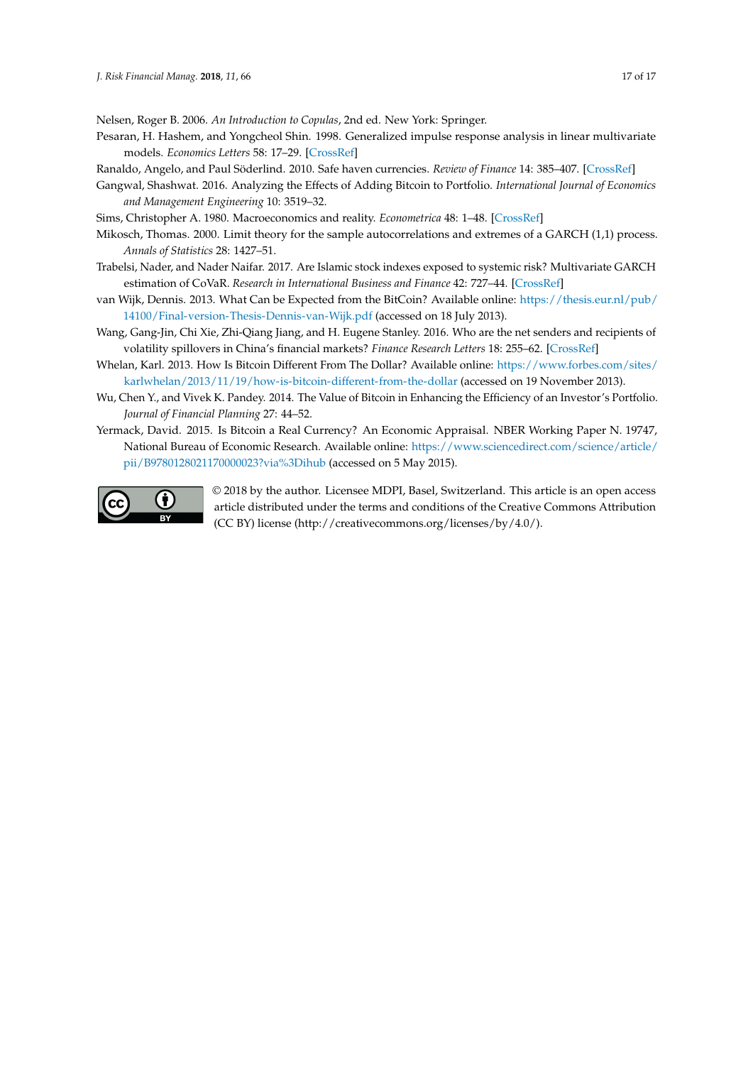Nelsen, Roger B. 2006. *An Introduction to Copulas*, 2nd ed. New York: Springer.

Pesaran, H. Hashem, and Yongcheol Shin. 1998. Generalized impulse response analysis in linear multivariate models. *Economics Letters* 58: 17–29. [CrossRef]

Ranaldo, Angelo, and Paul Söderlind. 2010. Safe haven currencies. *Review of Finance* 14: 385–407. [CrossRef]

Gangwal, Shashwat. 2016. Analyzing the Effects of Adding Bitcoin to Portfolio. *International Journal of Economics and Management Engineering* 10: 3519–32.

Sims, Christopher A. 1980. Macroeconomics and reality. *Econometrica* 48: 1–48. [CrossRef]

Mikosch, Thomas. 2000. Limit theory for the sample autocorrelations and extremes of a GARCH (1,1) process. *Annals of Statistics* 28: 1427–51.

Trabelsi, Nader, and Nader Naifar. 2017. Are Islamic stock indexes exposed to systemic risk? Multivariate GARCH estimation of CoVaR. *Research in International Business and Finance* 42: 727–44. [CrossRef]

van Wijk, Dennis. 2013. What Can be Expected from the BitCoin? Available online: https://thesis.eur.nl/pub/14100/Final-version-Thesis-Dennis-van-Wijk.pdf (accessed on 18 July 2013).

Wang, Gang-Jin, Chi Xie, Zhi-Qiang Jiang, and H. Eugene Stanley. 2016. Who are the net senders and recipients of volatility spillovers in China's financial markets? *Finance Research Letters* 18: 255–62. [CrossRef]

Whelan, Karl. 2013. How Is Bitcoin Different From The Dollar? Available online: https://www.forbes.com/sites/karlwhelan/2013/11/19/how-is-bitcoin-different-from-the-dollar (accessed on 19 November 2013).

Wu, Chen Y., and Vivek K. Pandey. 2014. The Value of Bitcoin in Enhancing the Efficiency of an Investor's Portfolio. *Journal of Financial Planning* 27: 44–52.

Yermack, David. 2015. Is Bitcoin a Real Currency? An Economic Appraisal. NBER Working Paper N. 19747, National Bureau of Economic Research. Available online: https://www.sciencedirect.com/science/article/pii/B9780128021170000023?via%3Dihub (accessed on 5 May 2015).

© 2018 by the author. Licensee MDPI, Basel, Switzerland. This article is an open access article distributed under the terms and conditions of the Creative Commons Attribution (CC BY) license (http://creativecommons.org/licenses/by/4.0/).